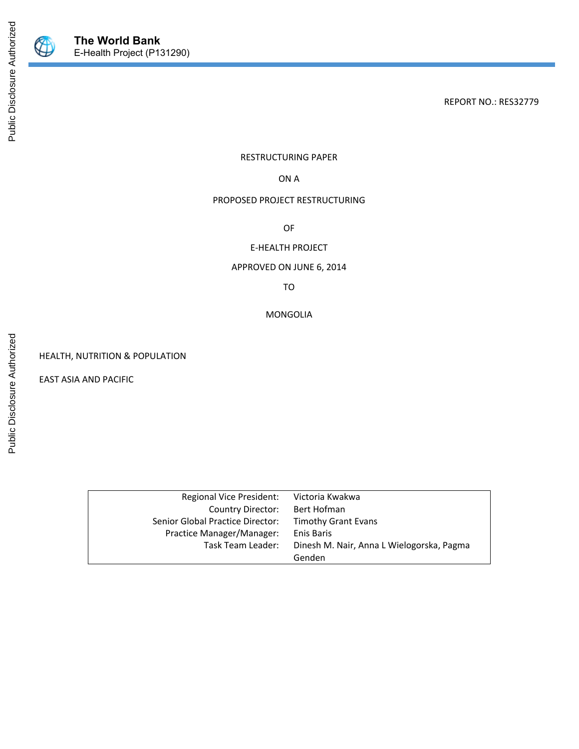**The World Bank**
E-Health Project (P131290)

REPORT NO.: RES32779

RESTRUCTURING PAPER

ON A

PROPOSED PROJECT RESTRUCTURING

OF

E-HEALTH PROJECT

APPROVED ON JUNE 6, 2014

TO

MONGOLIA

HEALTH, NUTRITION & POPULATION

EAST ASIA AND PACIFIC

| | |
|---|---|
| Regional Vice President: | Victoria Kwakwa |
| Country Director: | Bert Hofman |
| Senior Global Practice Director: | Timothy Grant Evans |
| Practice Manager/Manager: | Enis Baris |
| Task Team Leader: | Dinesh M. Nair, Anna L Wielogorska, Pagma Genden |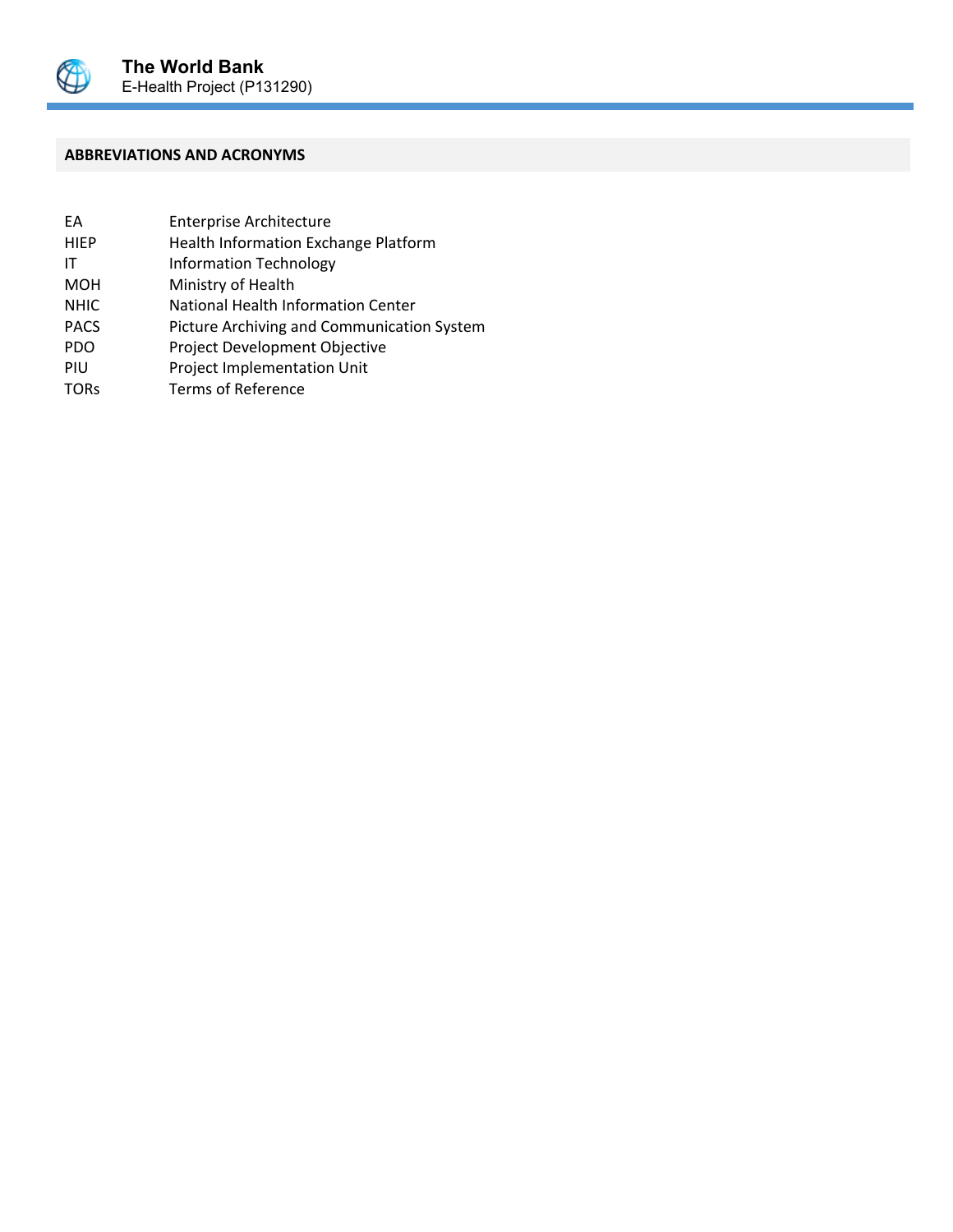## ABBREVIATIONS AND ACRONYMS

| | |
|---|---|
| EA | Enterprise Architecture |
| HIEP | Health Information Exchange Platform |
| IT | Information Technology |
| MOH | Ministry of Health |
| NHIC | National Health Information Center |
| PACS | Picture Archiving and Communication System |
| PDO | Project Development Objective |
| PIU | Project Implementation Unit |
| TORs | Terms of Reference |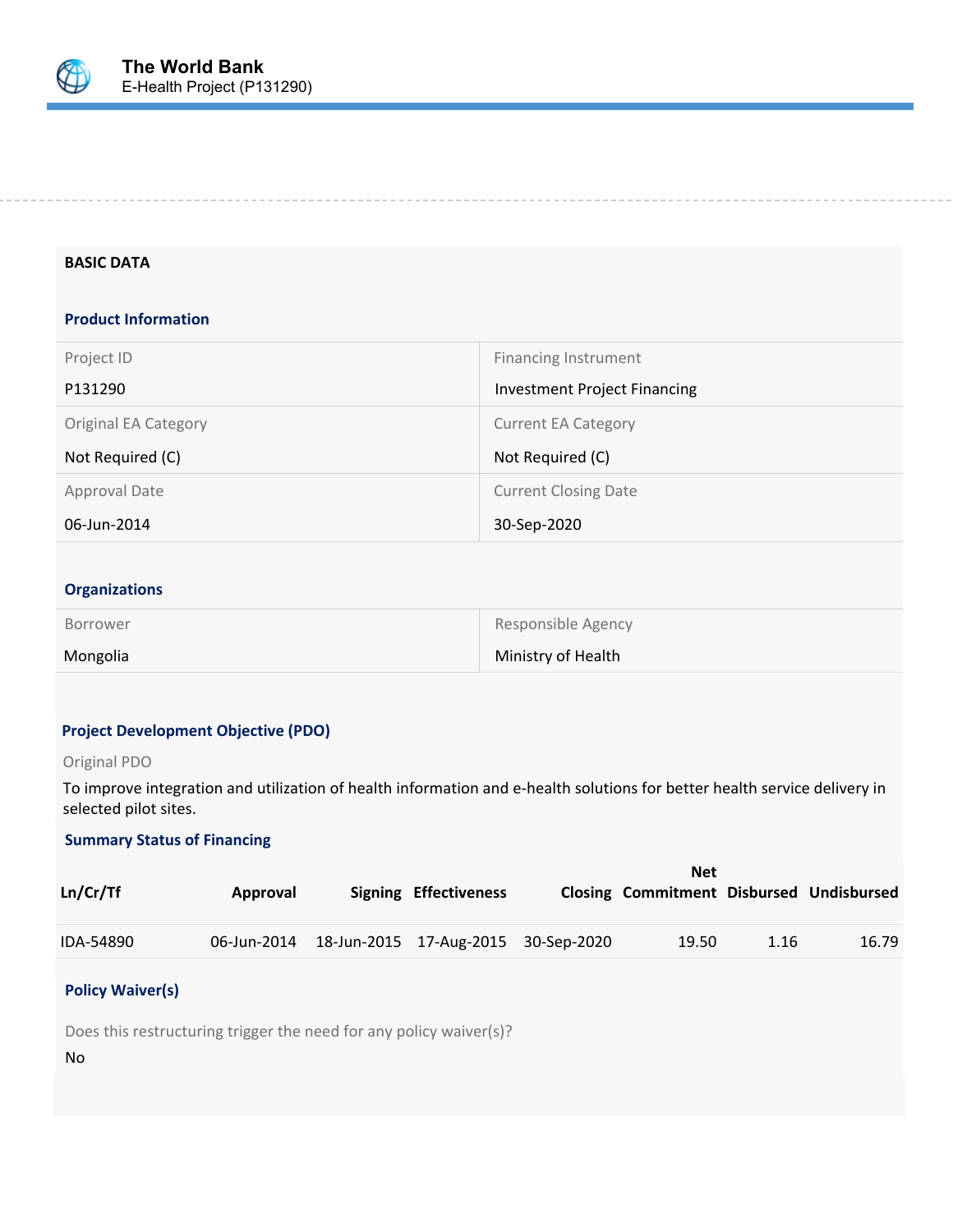## BASIC DATA

### Product Information

| Project ID | Financing Instrument |
|---|---|
| P131290 | Investment Project Financing |
| **Original EA Category** | **Current EA Category** |
| Not Required (C) | Not Required (C) |
| **Approval Date** | **Current Closing Date** |
| 06-Jun-2014 | 30-Sep-2020 |

### Organizations

| Borrower | Responsible Agency |
|---|---|
| Mongolia | Ministry of Health |

### Project Development Objective (PDO)

Original PDO

To improve integration and utilization of health information and e-health solutions for better health service delivery in selected pilot sites.

### Summary Status of Financing

| Ln/Cr/Tf | Approval | Signing | Effectiveness | Closing | Net Commitment | Disbursed | Undisbursed |
|---|---|---|---|---|---|---|---|
| IDA-54890 | 06-Jun-2014 | 18-Jun-2015 | 17-Aug-2015 | 30-Sep-2020 | 19.50 | 1.16 | 16.79 |

### Policy Waiver(s)

Does this restructuring trigger the need for any policy waiver(s)?

No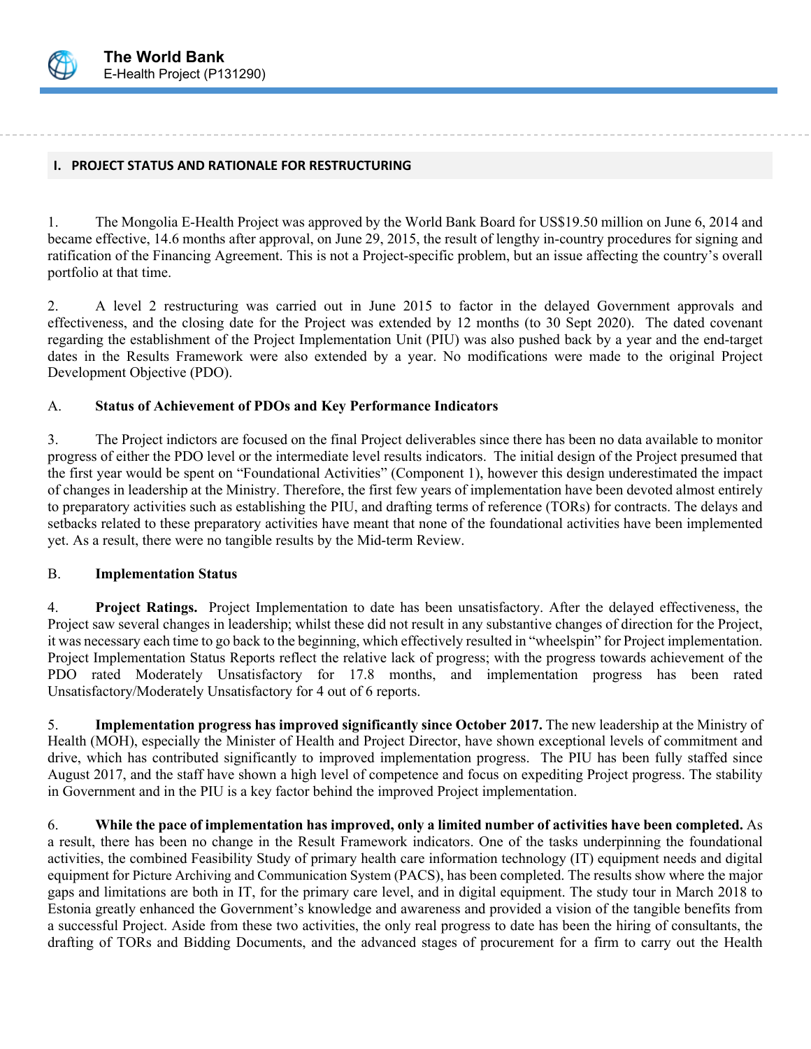## I. PROJECT STATUS AND RATIONALE FOR RESTRUCTURING

1. The Mongolia E-Health Project was approved by the World Bank Board for US$19.50 million on June 6, 2014 and became effective, 14.6 months after approval, on June 29, 2015, the result of lengthy in-country procedures for signing and ratification of the Financing Agreement. This is not a Project-specific problem, but an issue affecting the country's overall portfolio at that time.

2. A level 2 restructuring was carried out in June 2015 to factor in the delayed Government approvals and effectiveness, and the closing date for the Project was extended by 12 months (to 30 Sept 2020). The dated covenant regarding the establishment of the Project Implementation Unit (PIU) was also pushed back by a year and the end-target dates in the Results Framework were also extended by a year. No modifications were made to the original Project Development Objective (PDO).

### A. Status of Achievement of PDOs and Key Performance Indicators

3. The Project indictors are focused on the final Project deliverables since there has been no data available to monitor progress of either the PDO level or the intermediate level results indicators. The initial design of the Project presumed that the first year would be spent on "Foundational Activities" (Component 1), however this design underestimated the impact of changes in leadership at the Ministry. Therefore, the first few years of implementation have been devoted almost entirely to preparatory activities such as establishing the PIU, and drafting terms of reference (TORs) for contracts. The delays and setbacks related to these preparatory activities have meant that none of the foundational activities have been implemented yet. As a result, there were no tangible results by the Mid-term Review.

### B. Implementation Status

4. **Project Ratings.** Project Implementation to date has been unsatisfactory. After the delayed effectiveness, the Project saw several changes in leadership; whilst these did not result in any substantive changes of direction for the Project, it was necessary each time to go back to the beginning, which effectively resulted in "wheelspin" for Project implementation. Project Implementation Status Reports reflect the relative lack of progress; with the progress towards achievement of the PDO rated Moderately Unsatisfactory for 17.8 months, and implementation progress has been rated Unsatisfactory/Moderately Unsatisfactory for 4 out of 6 reports.

5. **Implementation progress has improved significantly since October 2017.** The new leadership at the Ministry of Health (MOH), especially the Minister of Health and Project Director, have shown exceptional levels of commitment and drive, which has contributed significantly to improved implementation progress. The PIU has been fully staffed since August 2017, and the staff have shown a high level of competence and focus on expediting Project progress. The stability in Government and in the PIU is a key factor behind the improved Project implementation.

6. **While the pace of implementation has improved, only a limited number of activities have been completed.** As a result, there has been no change in the Result Framework indicators. One of the tasks underpinning the foundational activities, the combined Feasibility Study of primary health care information technology (IT) equipment needs and digital equipment for Picture Archiving and Communication System (PACS), has been completed. The results show where the major gaps and limitations are both in IT, for the primary care level, and in digital equipment. The study tour in March 2018 to Estonia greatly enhanced the Government's knowledge and awareness and provided a vision of the tangible benefits from a successful Project. Aside from these two activities, the only real progress to date has been the hiring of consultants, the drafting of TORs and Bidding Documents, and the advanced stages of procurement for a firm to carry out the Health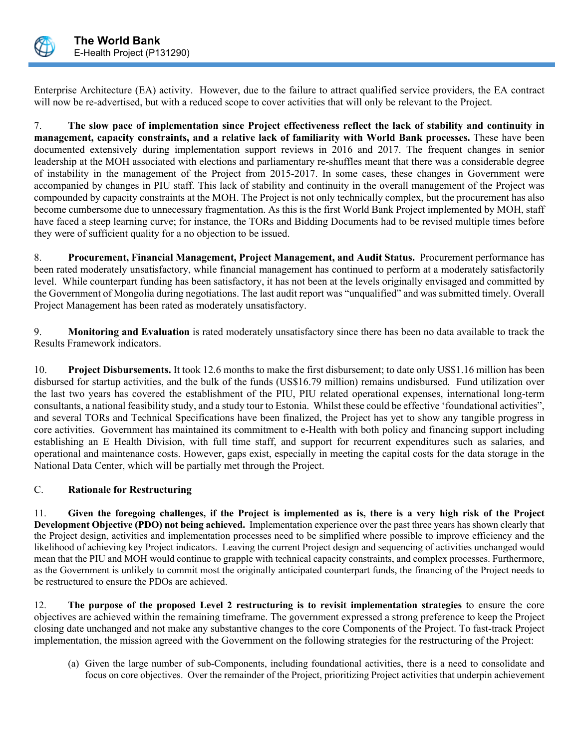Enterprise Architecture (EA) activity. However, due to the failure to attract qualified service providers, the EA contract will now be re-advertised, but with a reduced scope to cover activities that will only be relevant to the Project.

7. **The slow pace of implementation since Project effectiveness reflect the lack of stability and continuity in management, capacity constraints, and a relative lack of familiarity with World Bank processes.** These have been documented extensively during implementation support reviews in 2016 and 2017. The frequent changes in senior leadership at the MOH associated with elections and parliamentary re-shuffles meant that there was a considerable degree of instability in the management of the Project from 2015-2017. In some cases, these changes in Government were accompanied by changes in PIU staff. This lack of stability and continuity in the overall management of the Project was compounded by capacity constraints at the MOH. The Project is not only technically complex, but the procurement has also become cumbersome due to unnecessary fragmentation. As this is the first World Bank Project implemented by MOH, staff have faced a steep learning curve; for instance, the TORs and Bidding Documents had to be revised multiple times before they were of sufficient quality for a no objection to be issued.

8. **Procurement, Financial Management, Project Management, and Audit Status.** Procurement performance has been rated moderately unsatisfactory, while financial management has continued to perform at a moderately satisfactorily level. While counterpart funding has been satisfactory, it has not been at the levels originally envisaged and committed by the Government of Mongolia during negotiations. The last audit report was "unqualified" and was submitted timely. Overall Project Management has been rated as moderately unsatisfactory.

9. **Monitoring and Evaluation** is rated moderately unsatisfactory since there has been no data available to track the Results Framework indicators.

10. **Project Disbursements.** It took 12.6 months to make the first disbursement; to date only US$1.16 million has been disbursed for startup activities, and the bulk of the funds (US$16.79 million) remains undisbursed. Fund utilization over the last two years has covered the establishment of the PIU, PIU related operational expenses, international long-term consultants, a national feasibility study, and a study tour to Estonia. Whilst these could be effective 'foundational activities", and several TORs and Technical Specifications have been finalized, the Project has yet to show any tangible progress in core activities. Government has maintained its commitment to e-Health with both policy and financing support including establishing an E Health Division, with full time staff, and support for recurrent expenditures such as salaries, and operational and maintenance costs. However, gaps exist, especially in meeting the capital costs for the data storage in the National Data Center, which will be partially met through the Project.

### C. Rationale for Restructuring

11. **Given the foregoing challenges, if the Project is implemented as is, there is a very high risk of the Project Development Objective (PDO) not being achieved.** Implementation experience over the past three years has shown clearly that the Project design, activities and implementation processes need to be simplified where possible to improve efficiency and the likelihood of achieving key Project indicators. Leaving the current Project design and sequencing of activities unchanged would mean that the PIU and MOH would continue to grapple with technical capacity constraints, and complex processes. Furthermore, as the Government is unlikely to commit most the originally anticipated counterpart funds, the financing of the Project needs to be restructured to ensure the PDOs are achieved.

12. **The purpose of the proposed Level 2 restructuring is to revisit implementation strategies** to ensure the core objectives are achieved within the remaining timeframe. The government expressed a strong preference to keep the Project closing date unchanged and not make any substantive changes to the core Components of the Project. To fast-track Project implementation, the mission agreed with the Government on the following strategies for the restructuring of the Project:

(a) Given the large number of sub-Components, including foundational activities, there is a need to consolidate and focus on core objectives. Over the remainder of the Project, prioritizing Project activities that underpin achievement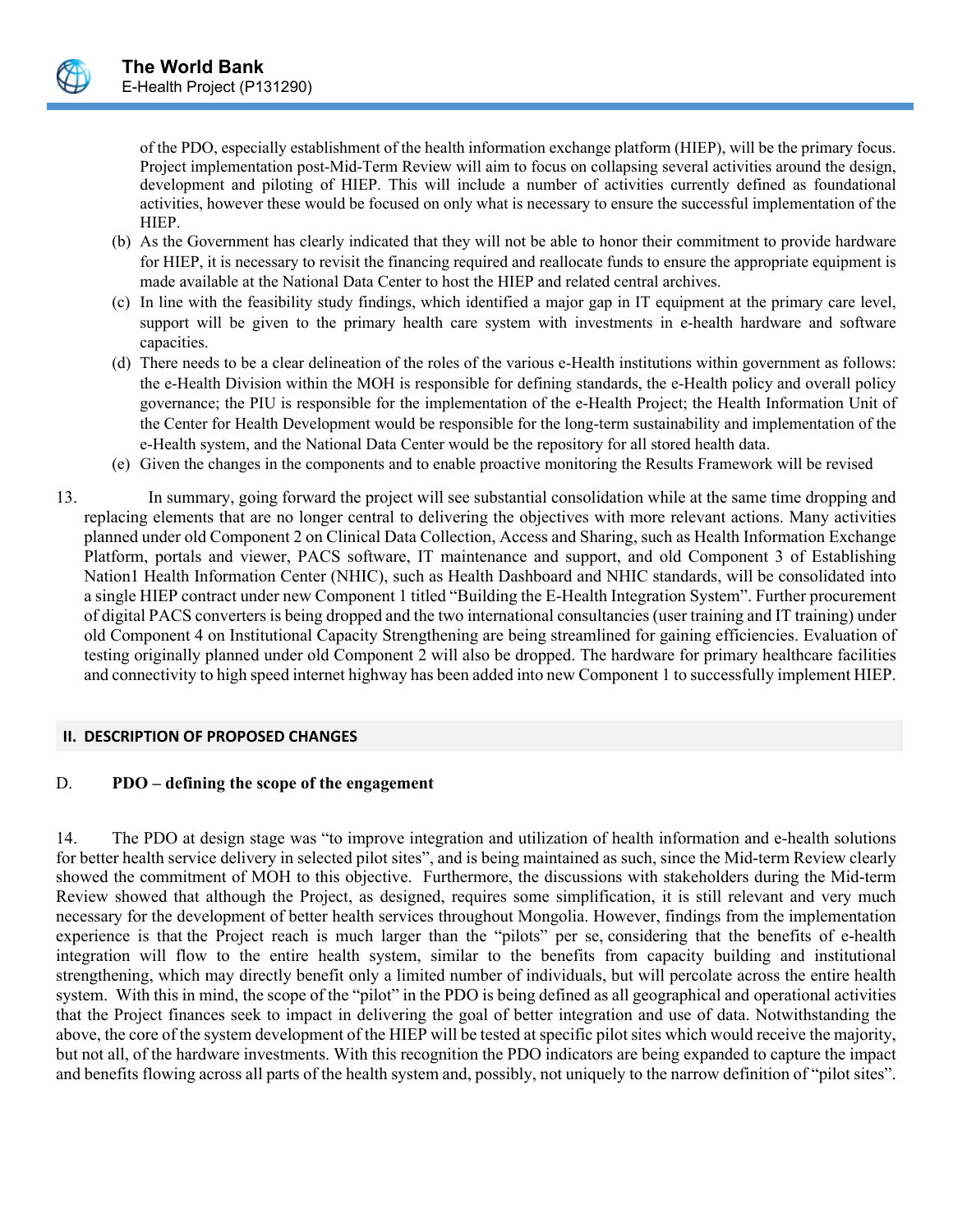of the PDO, especially establishment of the health information exchange platform (HIEP), will be the primary focus. Project implementation post-Mid-Term Review will aim to focus on collapsing several activities around the design, development and piloting of HIEP. This will include a number of activities currently defined as foundational activities, however these would be focused on only what is necessary to ensure the successful implementation of the HIEP.

(b) As the Government has clearly indicated that they will not be able to honor their commitment to provide hardware for HIEP, it is necessary to revisit the financing required and reallocate funds to ensure the appropriate equipment is made available at the National Data Center to host the HIEP and related central archives.

(c) In line with the feasibility study findings, which identified a major gap in IT equipment at the primary care level, support will be given to the primary health care system with investments in e-health hardware and software capacities.

(d) There needs to be a clear delineation of the roles of the various e-Health institutions within government as follows: the e-Health Division within the MOH is responsible for defining standards, the e-Health policy and overall policy governance; the PIU is responsible for the implementation of the e-Health Project; the Health Information Unit of the Center for Health Development would be responsible for the long-term sustainability and implementation of the e-Health system, and the National Data Center would be the repository for all stored health data.

(e) Given the changes in the components and to enable proactive monitoring the Results Framework will be revised

13. In summary, going forward the project will see substantial consolidation while at the same time dropping and replacing elements that are no longer central to delivering the objectives with more relevant actions. Many activities planned under old Component 2 on Clinical Data Collection, Access and Sharing, such as Health Information Exchange Platform, portals and viewer, PACS software, IT maintenance and support, and old Component 3 of Establishing Nation1 Health Information Center (NHIC), such as Health Dashboard and NHIC standards, will be consolidated into a single HIEP contract under new Component 1 titled "Building the E-Health Integration System". Further procurement of digital PACS converters is being dropped and the two international consultancies (user training and IT training) under old Component 4 on Institutional Capacity Strengthening are being streamlined for gaining efficiencies. Evaluation of testing originally planned under old Component 2 will also be dropped. The hardware for primary healthcare facilities and connectivity to high speed internet highway has been added into new Component 1 to successfully implement HIEP.

## II. DESCRIPTION OF PROPOSED CHANGES

### D. PDO – defining the scope of the engagement

14. The PDO at design stage was "to improve integration and utilization of health information and e-health solutions for better health service delivery in selected pilot sites", and is being maintained as such, since the Mid-term Review clearly showed the commitment of MOH to this objective. Furthermore, the discussions with stakeholders during the Mid-term Review showed that although the Project, as designed, requires some simplification, it is still relevant and very much necessary for the development of better health services throughout Mongolia. However, findings from the implementation experience is that the Project reach is much larger than the "pilots" per se, considering that the benefits of e-health integration will flow to the entire health system, similar to the benefits from capacity building and institutional strengthening, which may directly benefit only a limited number of individuals, but will percolate across the entire health system. With this in mind, the scope of the "pilot" in the PDO is being defined as all geographical and operational activities that the Project finances seek to impact in delivering the goal of better integration and use of data. Notwithstanding the above, the core of the system development of the HIEP will be tested at specific pilot sites which would receive the majority, but not all, of the hardware investments. With this recognition the PDO indicators are being expanded to capture the impact and benefits flowing across all parts of the health system and, possibly, not uniquely to the narrow definition of "pilot sites".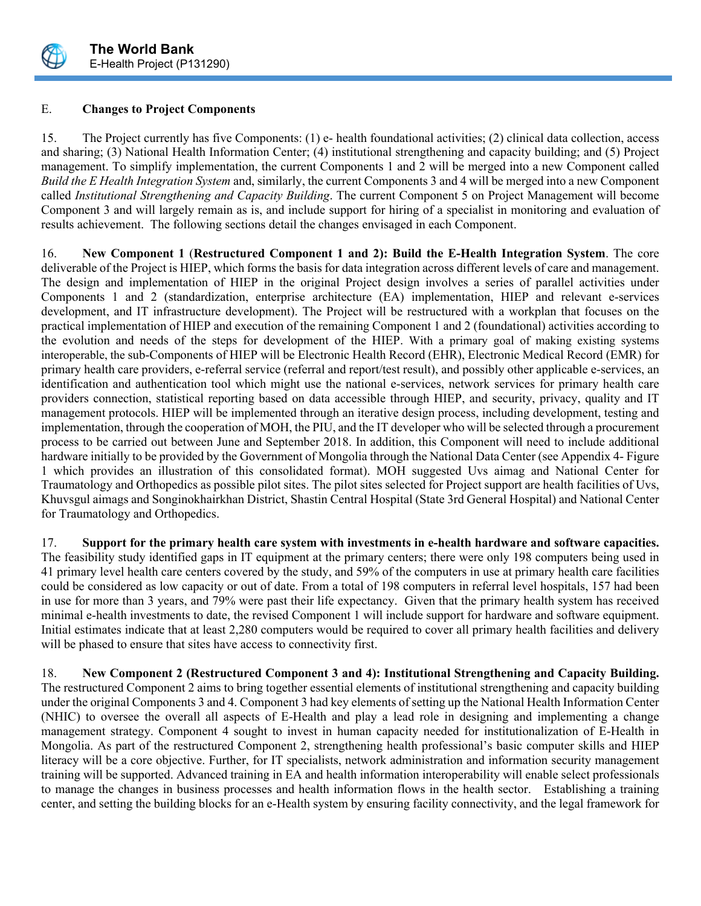## E. Changes to Project Components

15. The Project currently has five Components: (1) e- health foundational activities; (2) clinical data collection, access and sharing; (3) National Health Information Center; (4) institutional strengthening and capacity building; and (5) Project management. To simplify implementation, the current Components 1 and 2 will be merged into a new Component called *Build the E Health Integration System* and, similarly, the current Components 3 and 4 will be merged into a new Component called *Institutional Strengthening and Capacity Building*. The current Component 5 on Project Management will become Component 3 and will largely remain as is, and include support for hiring of a specialist in monitoring and evaluation of results achievement. The following sections detail the changes envisaged in each Component.

16. **New Component 1** (**Restructured Component 1 and 2): Build the E-Health Integration System**. The core deliverable of the Project is HIEP, which forms the basis for data integration across different levels of care and management. The design and implementation of HIEP in the original Project design involves a series of parallel activities under Components 1 and 2 (standardization, enterprise architecture (EA) implementation, HIEP and relevant e-services development, and IT infrastructure development). The Project will be restructured with a workplan that focuses on the practical implementation of HIEP and execution of the remaining Component 1 and 2 (foundational) activities according to the evolution and needs of the steps for development of the HIEP. With a primary goal of making existing systems interoperable, the sub-Components of HIEP will be Electronic Health Record (EHR), Electronic Medical Record (EMR) for primary health care providers, e-referral service (referral and report/test result), and possibly other applicable e-services, an identification and authentication tool which might use the national e-services, network services for primary health care providers connection, statistical reporting based on data accessible through HIEP, and security, privacy, quality and IT management protocols. HIEP will be implemented through an iterative design process, including development, testing and implementation, through the cooperation of MOH, the PIU, and the IT developer who will be selected through a procurement process to be carried out between June and September 2018. In addition, this Component will need to include additional hardware initially to be provided by the Government of Mongolia through the National Data Center (see Appendix 4- Figure 1 which provides an illustration of this consolidated format). MOH suggested Uvs aimag and National Center for Traumatology and Orthopedics as possible pilot sites. The pilot sites selected for Project support are health facilities of Uvs, Khuvsgul aimags and Songinokhairkhan District, Shastin Central Hospital (State 3rd General Hospital) and National Center for Traumatology and Orthopedics.

17. **Support for the primary health care system with investments in e-health hardware and software capacities.** The feasibility study identified gaps in IT equipment at the primary centers; there were only 198 computers being used in 41 primary level health care centers covered by the study, and 59% of the computers in use at primary health care facilities could be considered as low capacity or out of date. From a total of 198 computers in referral level hospitals, 157 had been in use for more than 3 years, and 79% were past their life expectancy. Given that the primary health system has received minimal e-health investments to date, the revised Component 1 will include support for hardware and software equipment. Initial estimates indicate that at least 2,280 computers would be required to cover all primary health facilities and delivery will be phased to ensure that sites have access to connectivity first.

18. **New Component 2 (Restructured Component 3 and 4): Institutional Strengthening and Capacity Building.** The restructured Component 2 aims to bring together essential elements of institutional strengthening and capacity building under the original Components 3 and 4. Component 3 had key elements of setting up the National Health Information Center (NHIC) to oversee the overall all aspects of E-Health and play a lead role in designing and implementing a change management strategy. Component 4 sought to invest in human capacity needed for institutionalization of E-Health in Mongolia. As part of the restructured Component 2, strengthening health professional's basic computer skills and HIEP literacy will be a core objective. Further, for IT specialists, network administration and information security management training will be supported. Advanced training in EA and health information interoperability will enable select professionals to manage the changes in business processes and health information flows in the health sector. Establishing a training center, and setting the building blocks for an e-Health system by ensuring facility connectivity, and the legal framework for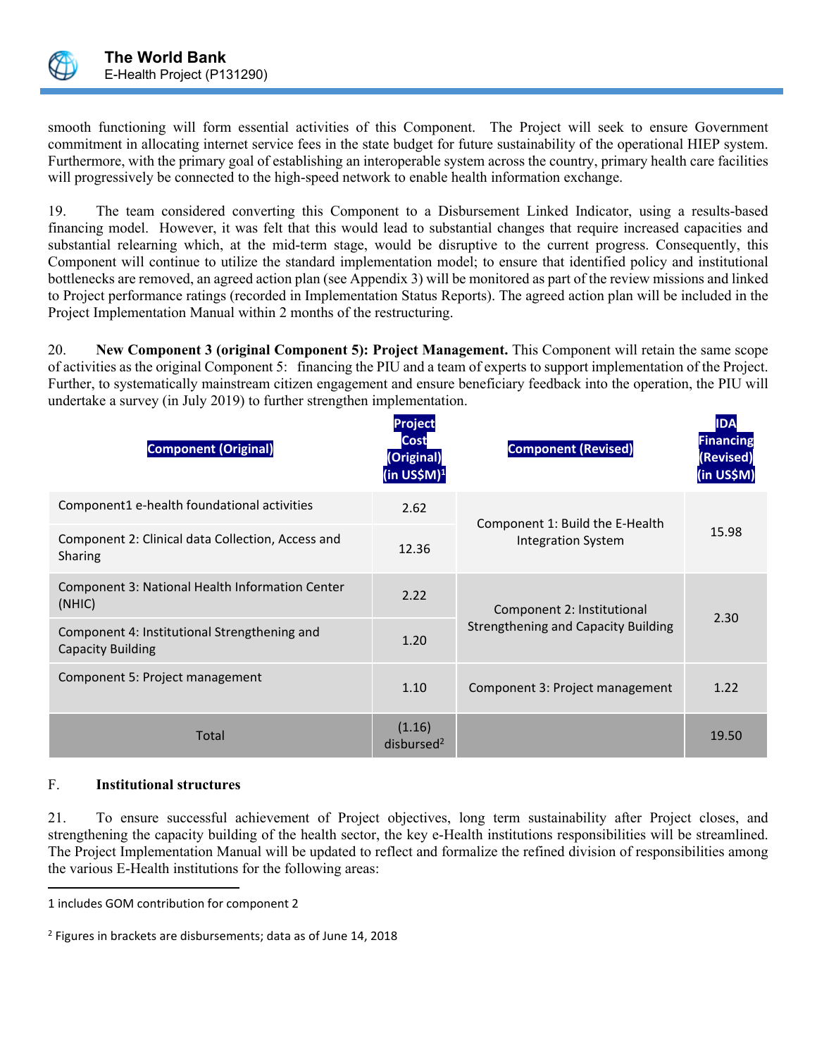smooth functioning will form essential activities of this Component. The Project will seek to ensure Government commitment in allocating internet service fees in the state budget for future sustainability of the operational HIEP system. Furthermore, with the primary goal of establishing an interoperable system across the country, primary health care facilities will progressively be connected to the high-speed network to enable health information exchange.

19. The team considered converting this Component to a Disbursement Linked Indicator, using a results-based financing model. However, it was felt that this would lead to substantial changes that require increased capacities and substantial relearning which, at the mid-term stage, would be disruptive to the current progress. Consequently, this Component will continue to utilize the standard implementation model; to ensure that identified policy and institutional bottlenecks are removed, an agreed action plan (see Appendix 3) will be monitored as part of the review missions and linked to Project performance ratings (recorded in Implementation Status Reports). The agreed action plan will be included in the Project Implementation Manual within 2 months of the restructuring.

20. **New Component 3 (original Component 5): Project Management.** This Component will retain the same scope of activities as the original Component 5: financing the PIU and a team of experts to support implementation of the Project. Further, to systematically mainstream citizen engagement and ensure beneficiary feedback into the operation, the PIU will undertake a survey (in July 2019) to further strengthen implementation.

| Component (Original) | Project Cost (Original) (in US$M)[1] | Component (Revised) | IDA Financing (Revised) (in US$M) |
|---|---|---|---|
| Component1 e-health foundational activities | 2.62 | Component 1: Build the E-Health Integration System | 15.98 |
| Component 2: Clinical data Collection, Access and Sharing | 12.36 | | |
| Component 3: National Health Information Center (NHIC) | 2.22 | Component 2: Institutional Strengthening and Capacity Building | 2.30 |
| Component 4: Institutional Strengthening and Capacity Building | 1.20 | | |
| Component 5: Project management | 1.10 | Component 3: Project management | 1.22 |
| Total | (1.16) disbursed[2] | | 19.50 |

## F. Institutional structures

21. To ensure successful achievement of Project objectives, long term sustainability after Project closes, and strengthening the capacity building of the health sector, the key e-Health institutions responsibilities will be streamlined. The Project Implementation Manual will be updated to reflect and formalize the refined division of responsibilities among the various E-Health institutions for the following areas:

---

1 includes GOM contribution for component 2

2 Figures in brackets are disbursements; data as of June 14, 2018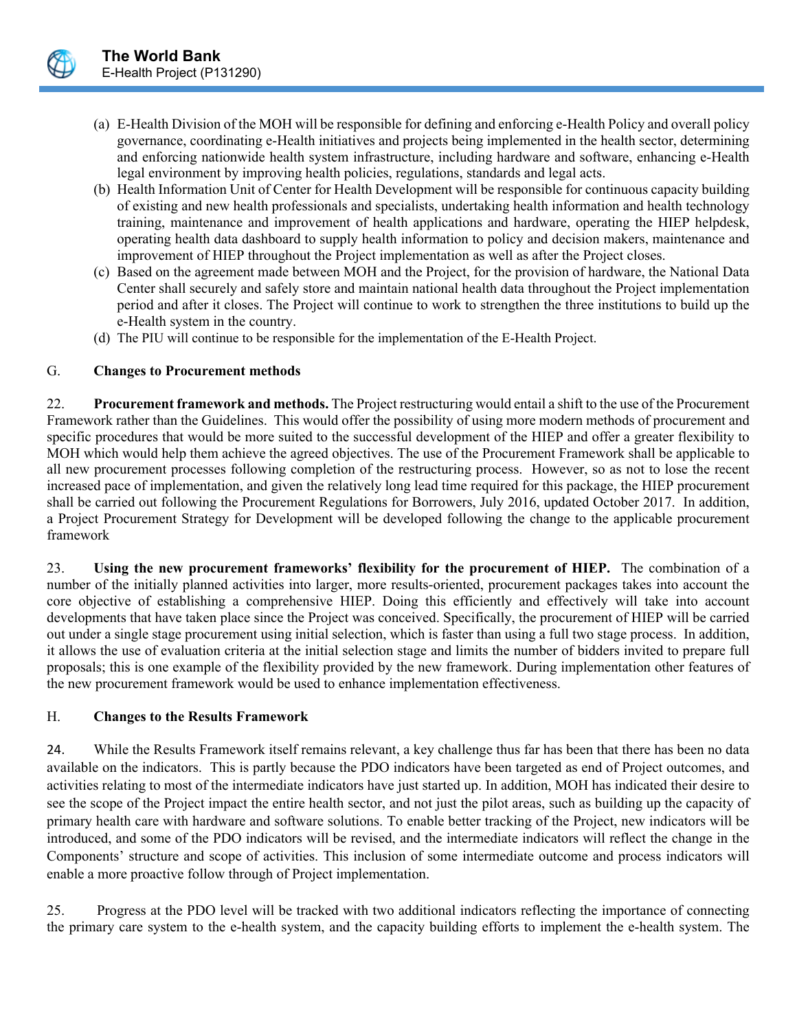(a) E-Health Division of the MOH will be responsible for defining and enforcing e-Health Policy and overall policy governance, coordinating e-Health initiatives and projects being implemented in the health sector, determining and enforcing nationwide health system infrastructure, including hardware and software, enhancing e-Health legal environment by improving health policies, regulations, standards and legal acts.

(b) Health Information Unit of Center for Health Development will be responsible for continuous capacity building of existing and new health professionals and specialists, undertaking health information and health technology training, maintenance and improvement of health applications and hardware, operating the HIEP helpdesk, operating health data dashboard to supply health information to policy and decision makers, maintenance and improvement of HIEP throughout the Project implementation as well as after the Project closes.

(c) Based on the agreement made between MOH and the Project, for the provision of hardware, the National Data Center shall securely and safely store and maintain national health data throughout the Project implementation period and after it closes. The Project will continue to work to strengthen the three institutions to build up the e-Health system in the country.

(d) The PIU will continue to be responsible for the implementation of the E-Health Project.

## G. Changes to Procurement methods

22. **Procurement framework and methods.** The Project restructuring would entail a shift to the use of the Procurement Framework rather than the Guidelines. This would offer the possibility of using more modern methods of procurement and specific procedures that would be more suited to the successful development of the HIEP and offer a greater flexibility to MOH which would help them achieve the agreed objectives. The use of the Procurement Framework shall be applicable to all new procurement processes following completion of the restructuring process. However, so as not to lose the recent increased pace of implementation, and given the relatively long lead time required for this package, the HIEP procurement shall be carried out following the Procurement Regulations for Borrowers, July 2016, updated October 2017. In addition, a Project Procurement Strategy for Development will be developed following the change to the applicable procurement framework

23. **Using the new procurement frameworks' flexibility for the procurement of HIEP.** The combination of a number of the initially planned activities into larger, more results-oriented, procurement packages takes into account the core objective of establishing a comprehensive HIEP. Doing this efficiently and effectively will take into account developments that have taken place since the Project was conceived. Specifically, the procurement of HIEP will be carried out under a single stage procurement using initial selection, which is faster than using a full two stage process. In addition, it allows the use of evaluation criteria at the initial selection stage and limits the number of bidders invited to prepare full proposals; this is one example of the flexibility provided by the new framework. During implementation other features of the new procurement framework would be used to enhance implementation effectiveness.

## H. Changes to the Results Framework

24. While the Results Framework itself remains relevant, a key challenge thus far has been that there has been no data available on the indicators. This is partly because the PDO indicators have been targeted as end of Project outcomes, and activities relating to most of the intermediate indicators have just started up. In addition, MOH has indicated their desire to see the scope of the Project impact the entire health sector, and not just the pilot areas, such as building up the capacity of primary health care with hardware and software solutions. To enable better tracking of the Project, new indicators will be introduced, and some of the PDO indicators will be revised, and the intermediate indicators will reflect the change in the Components' structure and scope of activities. This inclusion of some intermediate outcome and process indicators will enable a more proactive follow through of Project implementation.

25. Progress at the PDO level will be tracked with two additional indicators reflecting the importance of connecting the primary care system to the e-health system, and the capacity building efforts to implement the e-health system. The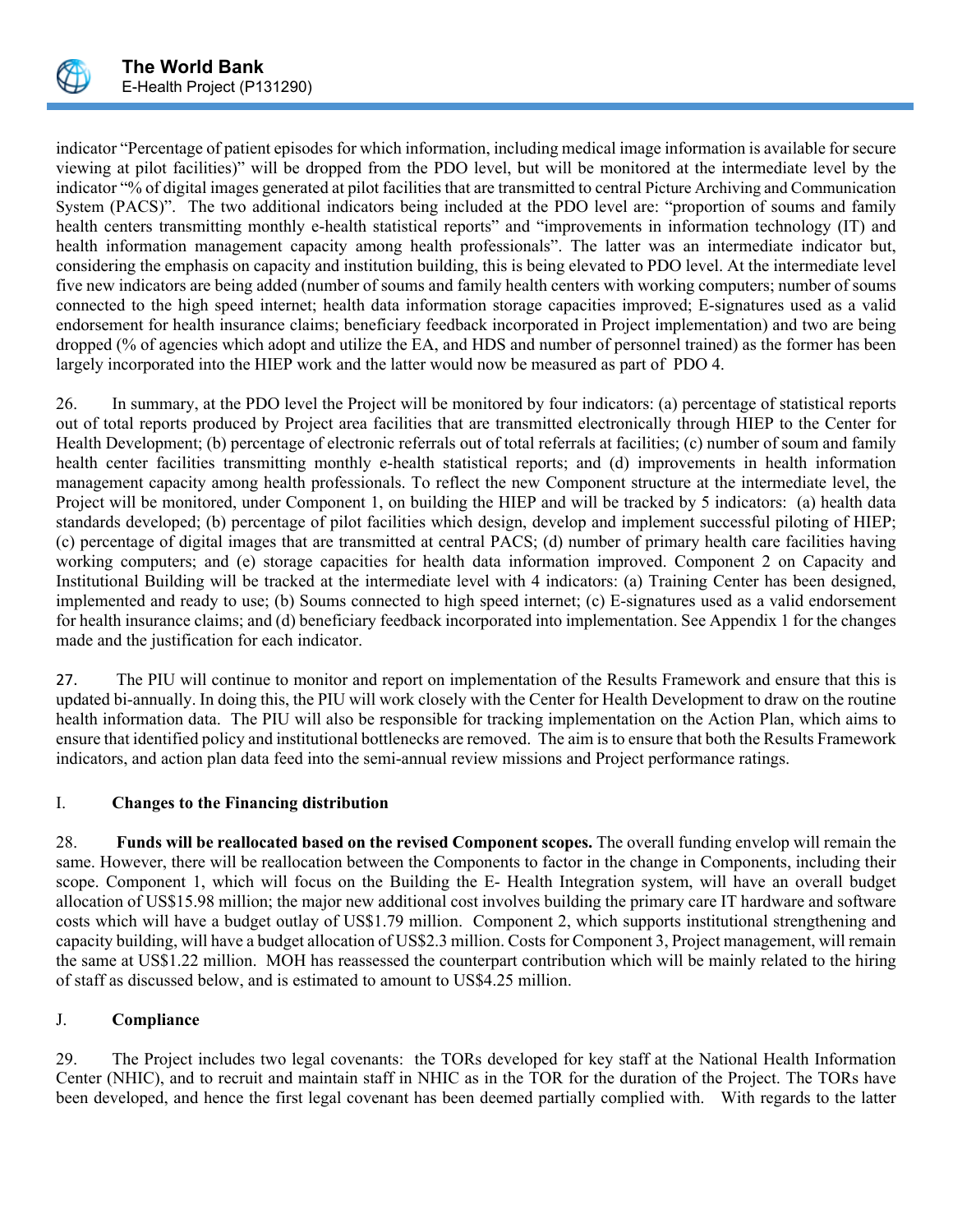indicator "Percentage of patient episodes for which information, including medical image information is available for secure viewing at pilot facilities)" will be dropped from the PDO level, but will be monitored at the intermediate level by the indicator "% of digital images generated at pilot facilities that are transmitted to central Picture Archiving and Communication System (PACS)". The two additional indicators being included at the PDO level are: "proportion of soums and family health centers transmitting monthly e-health statistical reports" and "improvements in information technology (IT) and health information management capacity among health professionals". The latter was an intermediate indicator but, considering the emphasis on capacity and institution building, this is being elevated to PDO level. At the intermediate level five new indicators are being added (number of soums and family health centers with working computers; number of soums connected to the high speed internet; health data information storage capacities improved; E-signatures used as a valid endorsement for health insurance claims; beneficiary feedback incorporated in Project implementation) and two are being dropped (% of agencies which adopt and utilize the EA, and HDS and number of personnel trained) as the former has been largely incorporated into the HIEP work and the latter would now be measured as part of PDO 4.

26. In summary, at the PDO level the Project will be monitored by four indicators: (a) percentage of statistical reports out of total reports produced by Project area facilities that are transmitted electronically through HIEP to the Center for Health Development; (b) percentage of electronic referrals out of total referrals at facilities; (c) number of soum and family health center facilities transmitting monthly e-health statistical reports; and (d) improvements in health information management capacity among health professionals. To reflect the new Component structure at the intermediate level, the Project will be monitored, under Component 1, on building the HIEP and will be tracked by 5 indicators: (a) health data standards developed; (b) percentage of pilot facilities which design, develop and implement successful piloting of HIEP; (c) percentage of digital images that are transmitted at central PACS; (d) number of primary health care facilities having working computers; and (e) storage capacities for health data information improved. Component 2 on Capacity and Institutional Building will be tracked at the intermediate level with 4 indicators: (a) Training Center has been designed, implemented and ready to use; (b) Soums connected to high speed internet; (c) E-signatures used as a valid endorsement for health insurance claims; and (d) beneficiary feedback incorporated into implementation. See Appendix 1 for the changes made and the justification for each indicator.

27. The PIU will continue to monitor and report on implementation of the Results Framework and ensure that this is updated bi-annually. In doing this, the PIU will work closely with the Center for Health Development to draw on the routine health information data. The PIU will also be responsible for tracking implementation on the Action Plan, which aims to ensure that identified policy and institutional bottlenecks are removed. The aim is to ensure that both the Results Framework indicators, and action plan data feed into the semi-annual review missions and Project performance ratings.

## I. Changes to the Financing distribution

28. **Funds will be reallocated based on the revised Component scopes.** The overall funding envelop will remain the same. However, there will be reallocation between the Components to factor in the change in Components, including their scope. Component 1, which will focus on the Building the E- Health Integration system, will have an overall budget allocation of US$15.98 million; the major new additional cost involves building the primary care IT hardware and software costs which will have a budget outlay of US$1.79 million. Component 2, which supports institutional strengthening and capacity building, will have a budget allocation of US$2.3 million. Costs for Component 3, Project management, will remain the same at US$1.22 million. MOH has reassessed the counterpart contribution which will be mainly related to the hiring of staff as discussed below, and is estimated to amount to US$4.25 million.

## J. Compliance

29. The Project includes two legal covenants: the TORs developed for key staff at the National Health Information Center (NHIC), and to recruit and maintain staff in NHIC as in the TOR for the duration of the Project. The TORs have been developed, and hence the first legal covenant has been deemed partially complied with. With regards to the latter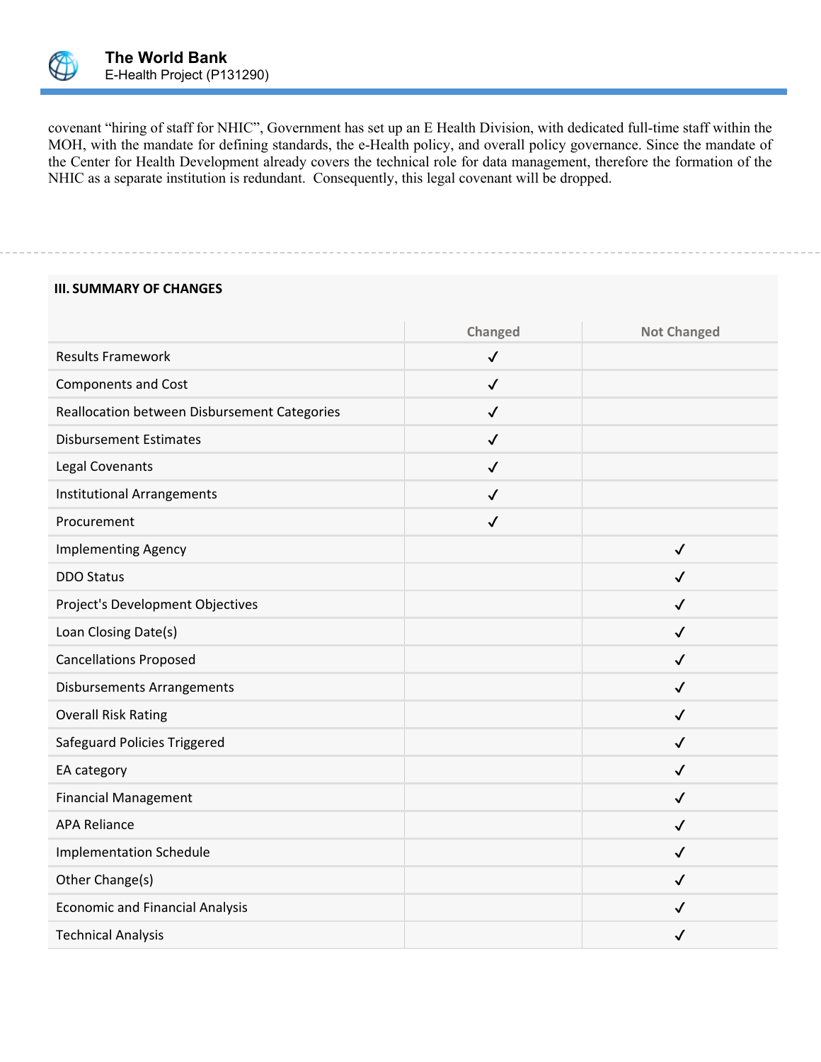covenant "hiring of staff for NHIC", Government has set up an E Health Division, with dedicated full-time staff within the MOH, with the mandate for defining standards, the e-Health policy, and overall policy governance. Since the mandate of the Center for Health Development already covers the technical role for data management, therefore the formation of the NHIC as a separate institution is redundant. Consequently, this legal covenant will be dropped.

## III. SUMMARY OF CHANGES

| | Changed | Not Changed |
|---|---|---|
| Results Framework | ✓ | |
| Components and Cost | ✓ | |
| Reallocation between Disbursement Categories | ✓ | |
| Disbursement Estimates | ✓ | |
| Legal Covenants | ✓ | |
| Institutional Arrangements | ✓ | |
| Procurement | ✓ | |
| Implementing Agency | | ✓ |
| DDO Status | | ✓ |
| Project's Development Objectives | | ✓ |
| Loan Closing Date(s) | | ✓ |
| Cancellations Proposed | | ✓ |
| Disbursements Arrangements | | ✓ |
| Overall Risk Rating | | ✓ |
| Safeguard Policies Triggered | | ✓ |
| EA category | | ✓ |
| Financial Management | | ✓ |
| APA Reliance | | ✓ |
| Implementation Schedule | | ✓ |
| Other Change(s) | | ✓ |
| Economic and Financial Analysis | | ✓ |
| Technical Analysis | | ✓ |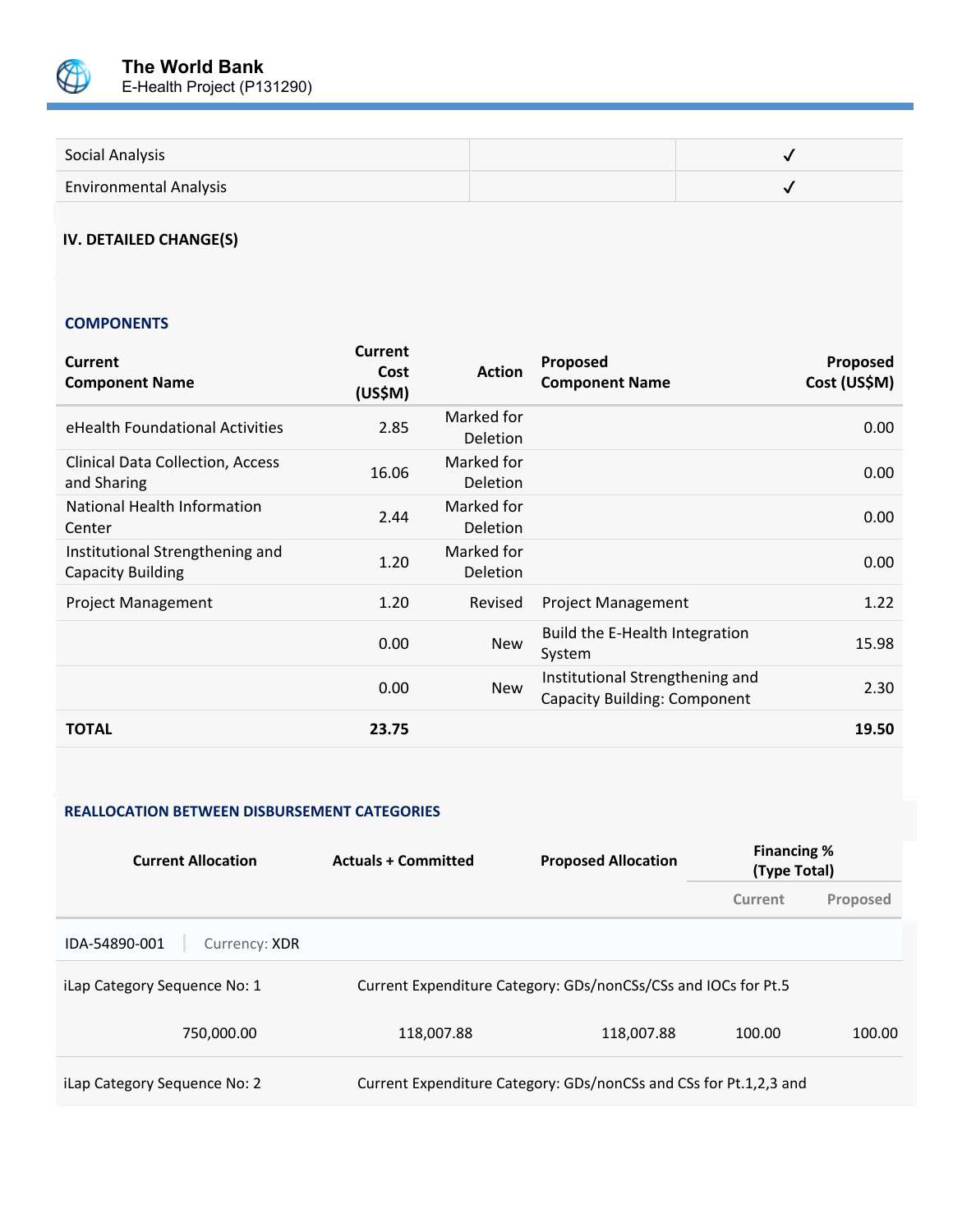| Social Analysis | | ✓ |
|---|---|---|
| Environmental Analysis | | ✓ |

## IV. DETAILED CHANGE(S)

### COMPONENTS

| Current Component Name | Current Cost (US$M) | Action | Proposed Component Name | Proposed Cost (US$M) |
|---|---|---|---|---|
| eHealth Foundational Activities | 2.85 | Marked for Deletion | | 0.00 |
| Clinical Data Collection, Access and Sharing | 16.06 | Marked for Deletion | | 0.00 |
| National Health Information Center | 2.44 | Marked for Deletion | | 0.00 |
| Institutional Strengthening and Capacity Building | 1.20 | Marked for Deletion | | 0.00 |
| Project Management | 1.20 | Revised | Project Management | 1.22 |
| | 0.00 | New | Build the E-Health Integration System | 15.98 |
| | 0.00 | New | Institutional Strengthening and Capacity Building: Component | 2.30 |
| **TOTAL** | **23.75** | | | **19.50** |

### REALLOCATION BETWEEN DISBURSEMENT CATEGORIES

| Current Allocation | Actuals + Committed | Proposed Allocation | Financing % (Type Total) | |
|---|---|---|---|---|
| | | | Current | Proposed |
| IDA-54890-001 \| Currency: XDR | | | | |
| iLap Category Sequence No: 1 | Current Expenditure Category: GDs/nonCSs/CSs and IOCs for Pt.5 | | | |
| 750,000.00 | 118,007.88 | 118,007.88 | 100.00 | 100.00 |
| iLap Category Sequence No: 2 | Current Expenditure Category: GDs/nonCSs and CSs for Pt.1,2,3 and | | | |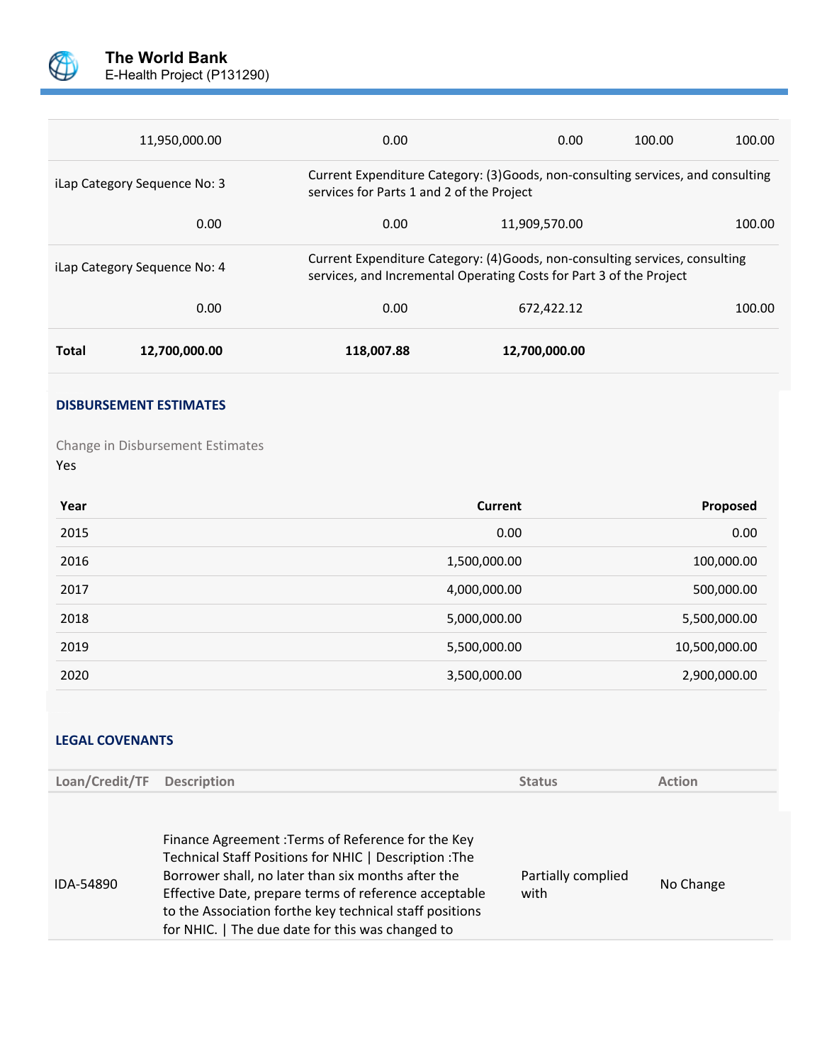| | | | | |
|---|---|---|---|---|
| 11,950,000.00 | 0.00 | 0.00 | 100.00 | 100.00 |
| iLap Category Sequence No: 3 | Current Expenditure Category: (3)Goods, non-consulting services, and consulting services for Parts 1 and 2 of the Project | | | |
| 0.00 | 0.00 | 11,909,570.00 | | 100.00 |
| iLap Category Sequence No: 4 | Current Expenditure Category: (4)Goods, non-consulting services, consulting services, and Incremental Operating Costs for Part 3 of the Project | | | |
| 0.00 | 0.00 | 672,422.12 | | 100.00 |
| **Total** **12,700,000.00** | **118,007.88** | **12,700,000.00** | | |

**DISBURSEMENT ESTIMATES**

Change in Disbursement Estimates

Yes

| Year | Current | Proposed |
|---|---:|---:|
| 2015 | 0.00 | 0.00 |
| 2016 | 1,500,000.00 | 100,000.00 |
| 2017 | 4,000,000.00 | 500,000.00 |
| 2018 | 5,000,000.00 | 5,500,000.00 |
| 2019 | 5,500,000.00 | 10,500,000.00 |
| 2020 | 3,500,000.00 | 2,900,000.00 |

**LEGAL COVENANTS**

| Loan/Credit/TF | Description | Status | Action |
|---|---|---|---|
| IDA-54890 | Finance Agreement :Terms of Reference for the Key Technical Staff Positions for NHIC \| Description :The Borrower shall, no later than six months after the Effective Date, prepare terms of reference acceptable to the Association forthe key technical staff positions for NHIC. \| The due date for this was changed to | Partially complied with | No Change |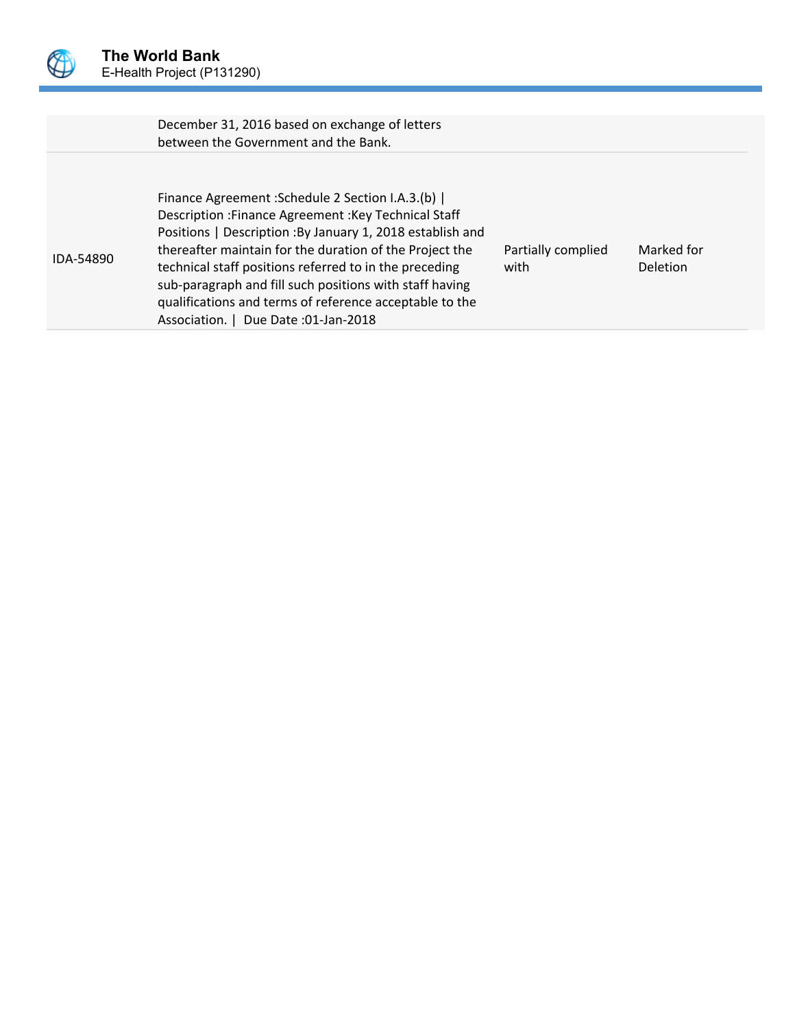| | | | |
|---|---|---|---|
| | December 31, 2016 based on exchange of letters between the Government and the Bank. | | |
| IDA-54890 | Finance Agreement :Schedule 2 Section I.A.3.(b) \| Description :Finance Agreement :Key Technical Staff Positions \| Description :By January 1, 2018 establish and thereafter maintain for the duration of the Project the technical staff positions referred to in the preceding sub-paragraph and fill such positions with staff having qualifications and terms of reference acceptable to the Association. \| Due Date :01-Jan-2018 | Partially complied with | Marked for Deletion |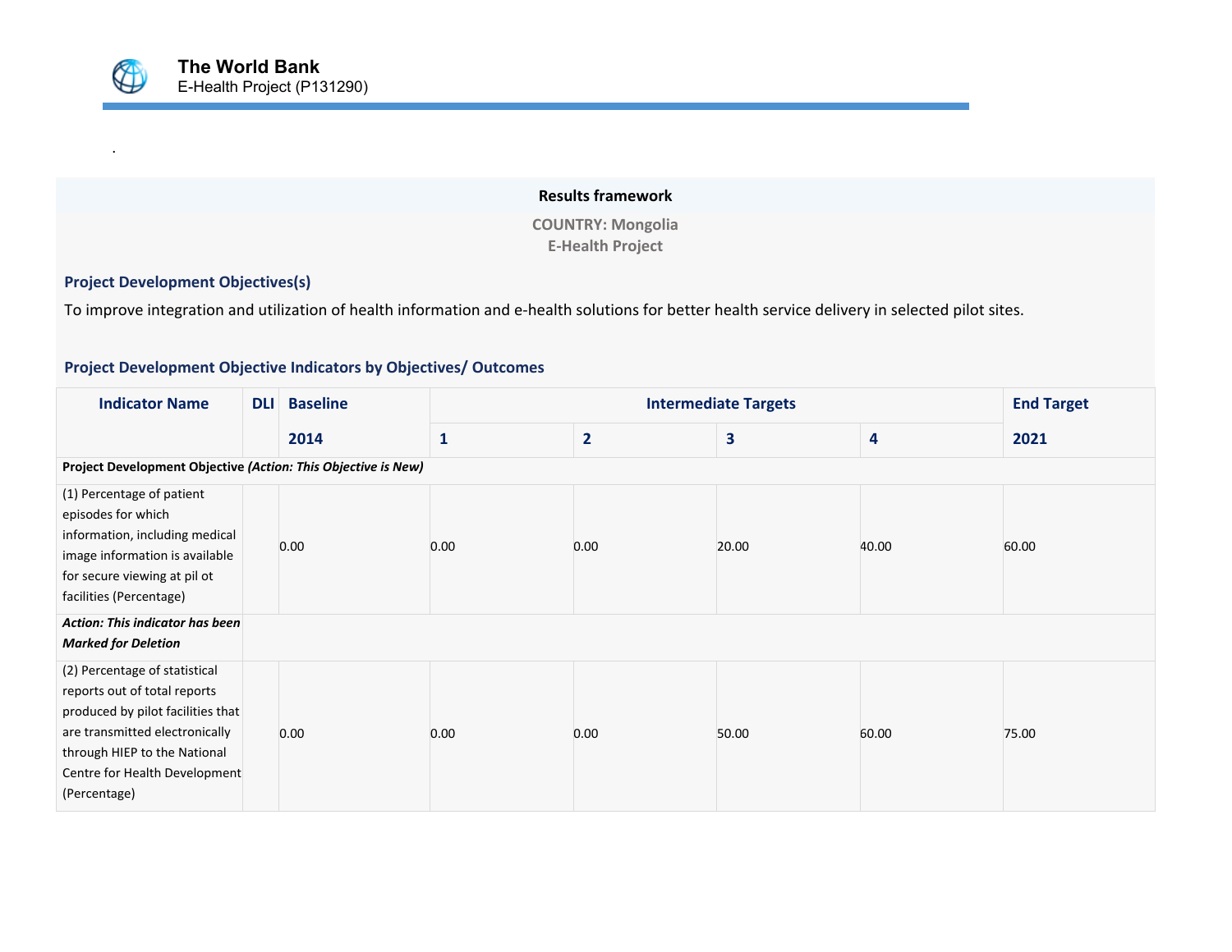.

## Results framework

**COUNTRY: Mongolia**
**E-Health Project**

### Project Development Objectives(s)

To improve integration and utilization of health information and e-health solutions for better health service delivery in selected pilot sites.

### Project Development Objective Indicators by Objectives/ Outcomes

| Indicator Name | DLI | Baseline | Intermediate Targets | | | | End Target |
|---|---|---|---|---|---|---|---|
| | | 2014 | 1 | 2 | 3 | 4 | 2021 |
| **Project Development Objective** ***(Action: This Objective is New)*** | | | | | | | |
| (1) Percentage of patient episodes for which information, including medical image information is available for secure viewing at pil ot facilities (Percentage) | | 0.00 | 0.00 | 0.00 | 20.00 | 40.00 | 60.00 |
| ***Action: This indicator has been Marked for Deletion*** | | | | | | | |
| (2) Percentage of statistical reports out of total reports produced by pilot facilities that are transmitted electronically through HIEP to the National Centre for Health Development (Percentage) | | 0.00 | 0.00 | 0.00 | 50.00 | 60.00 | 75.00 |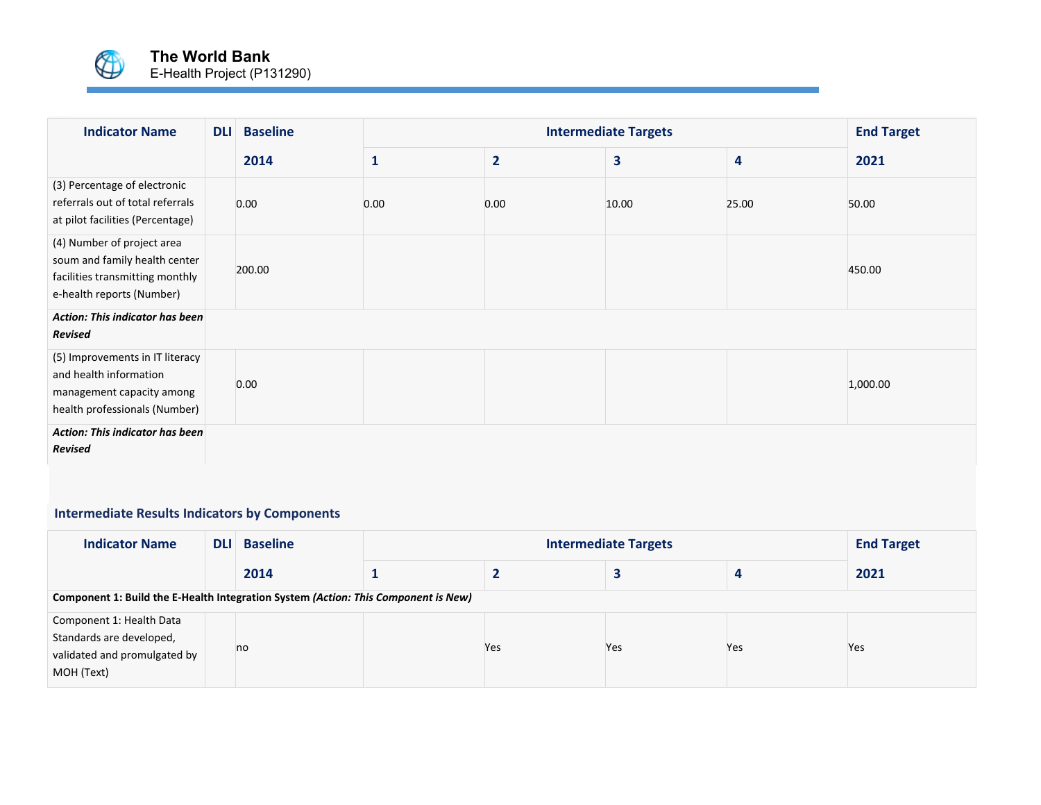| Indicator Name | DLI | Baseline | Intermediate Targets | | | | End Target |
|---|---|---|---|---|---|---|---|
| | | 2014 | 1 | 2 | 3 | 4 | 2021 |
| (3) Percentage of electronic referrals out of total referrals at pilot facilities (Percentage) | | 0.00 | 0.00 | 0.00 | 10.00 | 25.00 | 50.00 |
| (4) Number of project area soum and family health center facilities transmitting monthly e-health reports (Number) | | 200.00 | | | | | 450.00 |
| ***Action: This indicator has been Revised*** | | | | | | | |
| (5) Improvements in IT literacy and health information management capacity among health professionals (Number) | | 0.00 | | | | | 1,000.00 |
| ***Action: This indicator has been Revised*** | | | | | | | |

### Intermediate Results Indicators by Components

| Indicator Name | DLI | Baseline | Intermediate Targets | | | | End Target |
|---|---|---|---|---|---|---|---|
| | | 2014 | 1 | 2 | 3 | 4 | 2021 |
| **Component 1: Build the E-Health Integration System** ***(Action: This Component is New)*** | | | | | | | |
| Component 1: Health Data Standards are developed, validated and promulgated by MOH (Text) | | no | | Yes | Yes | Yes | Yes |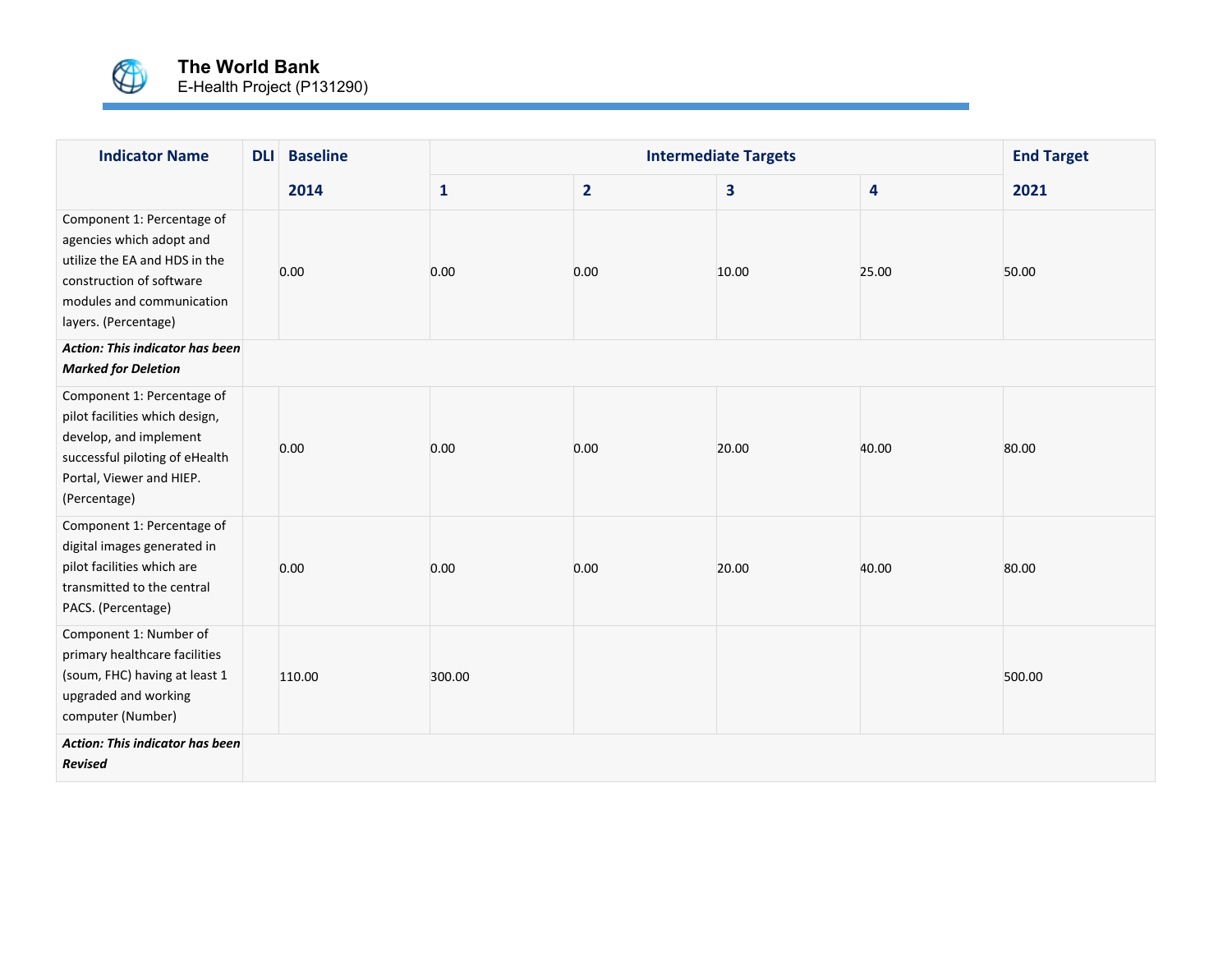| Indicator Name | DLI | Baseline | Intermediate Targets | | | | End Target |
|---|---|---|---|---|---|---|---|
| | | 2014 | 1 | 2 | 3 | 4 | 2021 |
| Component 1: Percentage of agencies which adopt and utilize the EA and HDS in the construction of software modules and communication layers. (Percentage) | | 0.00 | 0.00 | 0.00 | 10.00 | 25.00 | 50.00 |
| ***Action: This indicator has been Marked for Deletion*** | | | | | | | |
| Component 1: Percentage of pilot facilities which design, develop, and implement successful piloting of eHealth Portal, Viewer and HIEP. (Percentage) | | 0.00 | 0.00 | 0.00 | 20.00 | 40.00 | 80.00 |
| Component 1: Percentage of digital images generated in pilot facilities which are transmitted to the central PACS. (Percentage) | | 0.00 | 0.00 | 0.00 | 20.00 | 40.00 | 80.00 |
| Component 1: Number of primary healthcare facilities (soum, FHC) having at least 1 upgraded and working computer (Number) | | 110.00 | 300.00 | | | | 500.00 |
| ***Action: This indicator has been Revised*** | | | | | | | |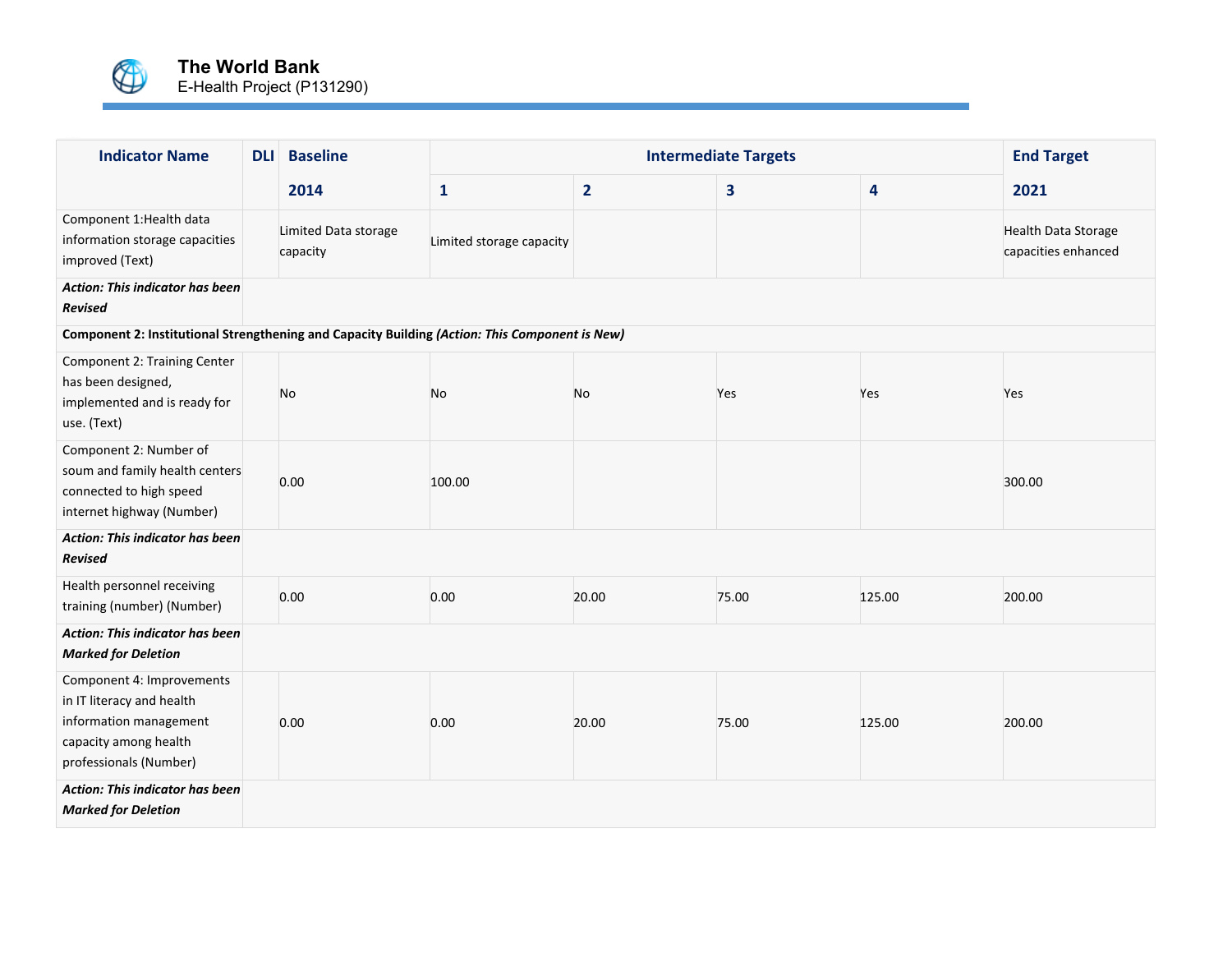| Indicator Name | DLI | Baseline | Intermediate Targets | | | | End Target |
|---|---|---|---|---|---|---|---|
| | | 2014 | 1 | 2 | 3 | 4 | 2021 |
| Component 1:Health data information storage capacities improved (Text) | | Limited Data storage capacity | Limited storage capacity | | | | Health Data Storage capacities enhanced |
| ***Action: This indicator has been Revised*** | | | | | | | |
| **Component 2: Institutional Strengthening and Capacity Building *(Action: This Component is New)*** | | | | | | | |
| Component 2: Training Center has been designed, implemented and is ready for use. (Text) | | No | No | No | Yes | Yes | Yes |
| Component 2: Number of soum and family health centers connected to high speed internet highway (Number) | | 0.00 | 100.00 | | | | 300.00 |
| ***Action: This indicator has been Revised*** | | | | | | | |
| Health personnel receiving training (number) (Number) | | 0.00 | 0.00 | 20.00 | 75.00 | 125.00 | 200.00 |
| ***Action: This indicator has been Marked for Deletion*** | | | | | | | |
| Component 4: Improvements in IT literacy and health information management capacity among health professionals (Number) | | 0.00 | 0.00 | 20.00 | 75.00 | 125.00 | 200.00 |
| ***Action: This indicator has been Marked for Deletion*** | | | | | | | |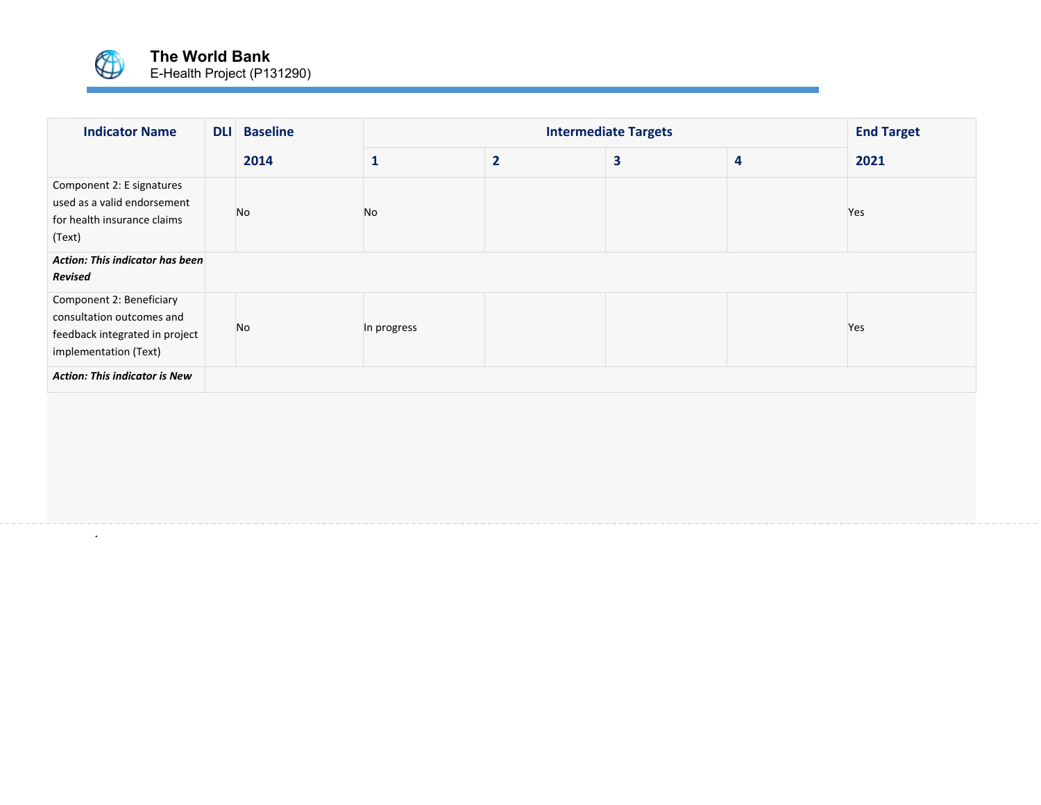| Indicator Name | DLI | Baseline | Intermediate Targets | | | | End Target |
|---|---|---|---|---|---|---|---|
| | | 2014 | 1 | 2 | 3 | 4 | 2021 |
| Component 2: E signatures used as a valid endorsement for health insurance claims (Text) | | No | No | | | | Yes |
| ***Action: This indicator has been Revised*** | | | | | | | |
| Component 2: Beneficiary consultation outcomes and feedback integrated in project implementation (Text) | | No | In progress | | | | Yes |
| ***Action: This indicator is New*** | | | | | | | |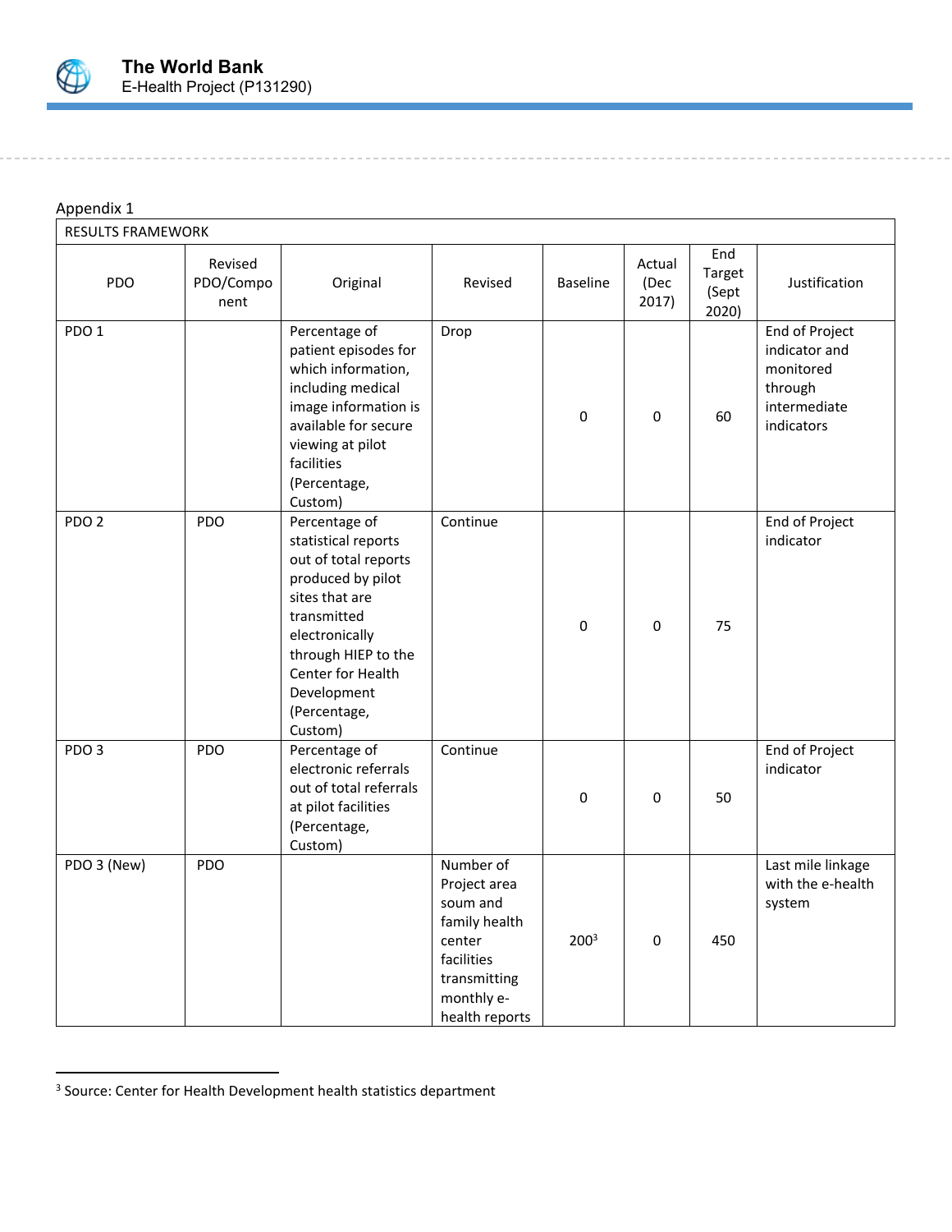Appendix 1

| RESULTS FRAMEWORK | | | | | | | |
|---|---|---|---|---|---|---|---|
| PDO | Revised PDO/Component | Original | Revised | Baseline | Actual (Dec 2017) | End Target (Sept 2020) | Justification |
| PDO 1 | | Percentage of patient episodes for which information, including medical image information is available for secure viewing at pilot facilities (Percentage, Custom) | Drop | 0 | 0 | 60 | End of Project indicator and monitored through intermediate indicators |
| PDO 2 | PDO | Percentage of statistical reports out of total reports produced by pilot sites that are transmitted electronically through HIEP to the Center for Health Development (Percentage, Custom) | Continue | 0 | 0 | 75 | End of Project indicator |
| PDO 3 | PDO | Percentage of electronic referrals out of total referrals at pilot facilities (Percentage, Custom) | Continue | 0 | 0 | 50 | End of Project indicator |
| PDO 3 (New) | PDO | | Number of Project area soum and family health center facilities transmitting monthly e-health reports | 200[3] | 0 | 450 | Last mile linkage with the e-health system |

[3] Source: Center for Health Development health statistics department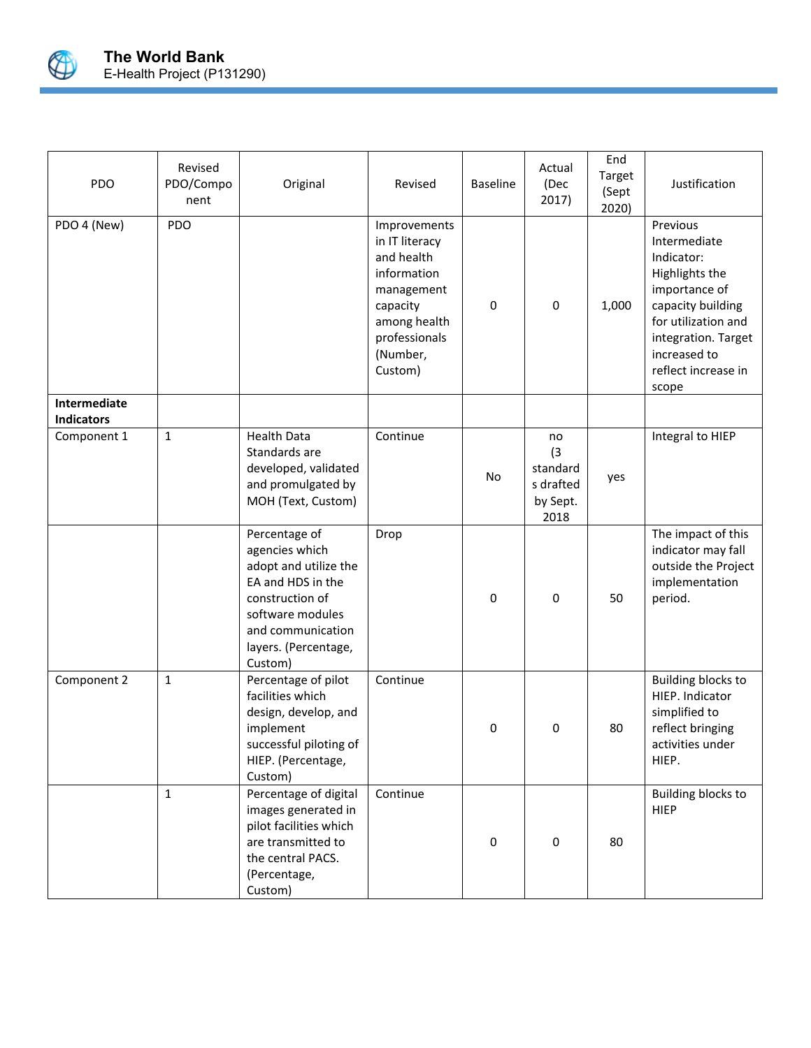| PDO | Revised PDO/Component | Original | Revised | Baseline | Actual (Dec 2017) | End Target (Sept 2020) | Justification |
|---|---|---|---|---|---|---|---|
| PDO 4 (New) | PDO | | Improvements in IT literacy and health information management capacity among health professionals (Number, Custom) | 0 | 0 | 1,000 | Previous Intermediate Indicator: Highlights the importance of capacity building for utilization and integration. Target increased to reflect increase in scope |
| **Intermediate Indicators** | | | | | | | |
| Component 1 | 1 | Health Data Standards are developed, validated and promulgated by MOH (Text, Custom) | Continue | No | no (3 standards drafted by Sept. 2018 | yes | Integral to HIEP |
| | | Percentage of agencies which adopt and utilize the EA and HDS in the construction of software modules and communication layers. (Percentage, Custom) | Drop | 0 | 0 | 50 | The impact of this indicator may fall outside the Project implementation period. |
| Component 2 | 1 | Percentage of pilot facilities which design, develop, and implement successful piloting of HIEP. (Percentage, Custom) | Continue | 0 | 0 | 80 | Building blocks to HIEP. Indicator simplified to reflect bringing activities under HIEP. |
| | 1 | Percentage of digital images generated in pilot facilities which are transmitted to the central PACS. (Percentage, Custom) | Continue | 0 | 0 | 80 | Building blocks to HIEP |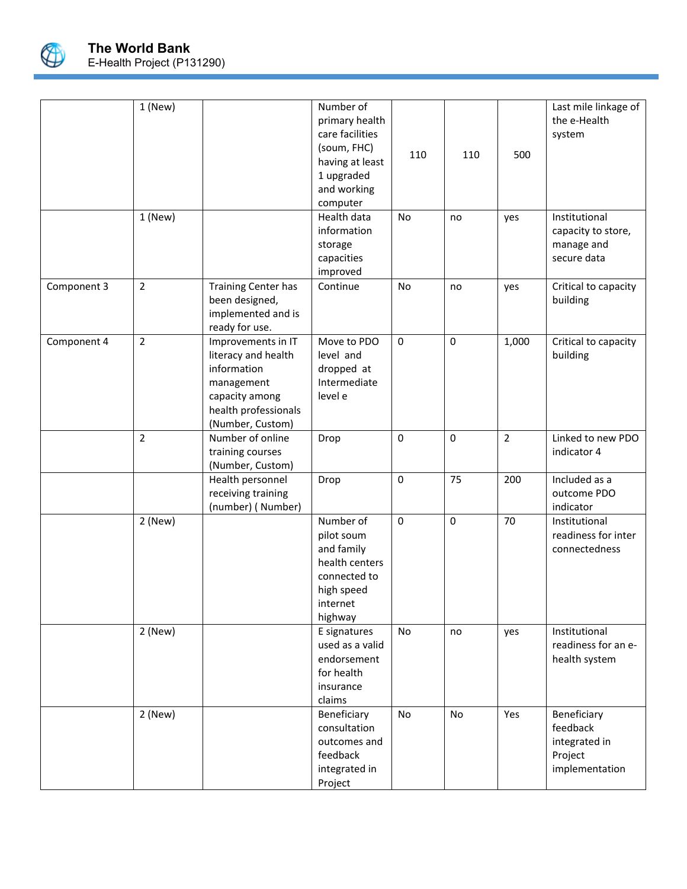|  |  |  |  |  |  |  |  |
|---|---|---|---|---|---|---|---|
|  | 1 (New) |  | Number of primary health care facilities (soum, FHC) having at least 1 upgraded and working computer | 110 | 110 | 500 | Last mile linkage of the e-Health system |
|  | 1 (New) |  | Health data information storage capacities improved | No | no | yes | Institutional capacity to store, manage and secure data |
| Component 3 | 2 | Training Center has been designed, implemented and is ready for use. | Continue | No | no | yes | Critical to capacity building |
| Component 4 | 2 | Improvements in IT literacy and health information management capacity among health professionals (Number, Custom) | Move to PDO level and dropped at Intermediate level e | 0 | 0 | 1,000 | Critical to capacity building |
|  | 2 | Number of online training courses (Number, Custom) | Drop | 0 | 0 | 2 | Linked to new PDO indicator 4 |
|  |  | Health personnel receiving training (number) ( Number) | Drop | 0 | 75 | 200 | Included as a outcome PDO indicator |
|  | 2 (New) |  | Number of pilot soum and family health centers connected to high speed internet highway | 0 | 0 | 70 | Institutional readiness for inter connectedness |
|  | 2 (New) |  | E signatures used as a valid endorsement for health insurance claims | No | no | yes | Institutional readiness for an e-health system |
|  | 2 (New) |  | Beneficiary consultation outcomes and feedback integrated in Project | No | No | Yes | Beneficiary feedback integrated in Project implementation |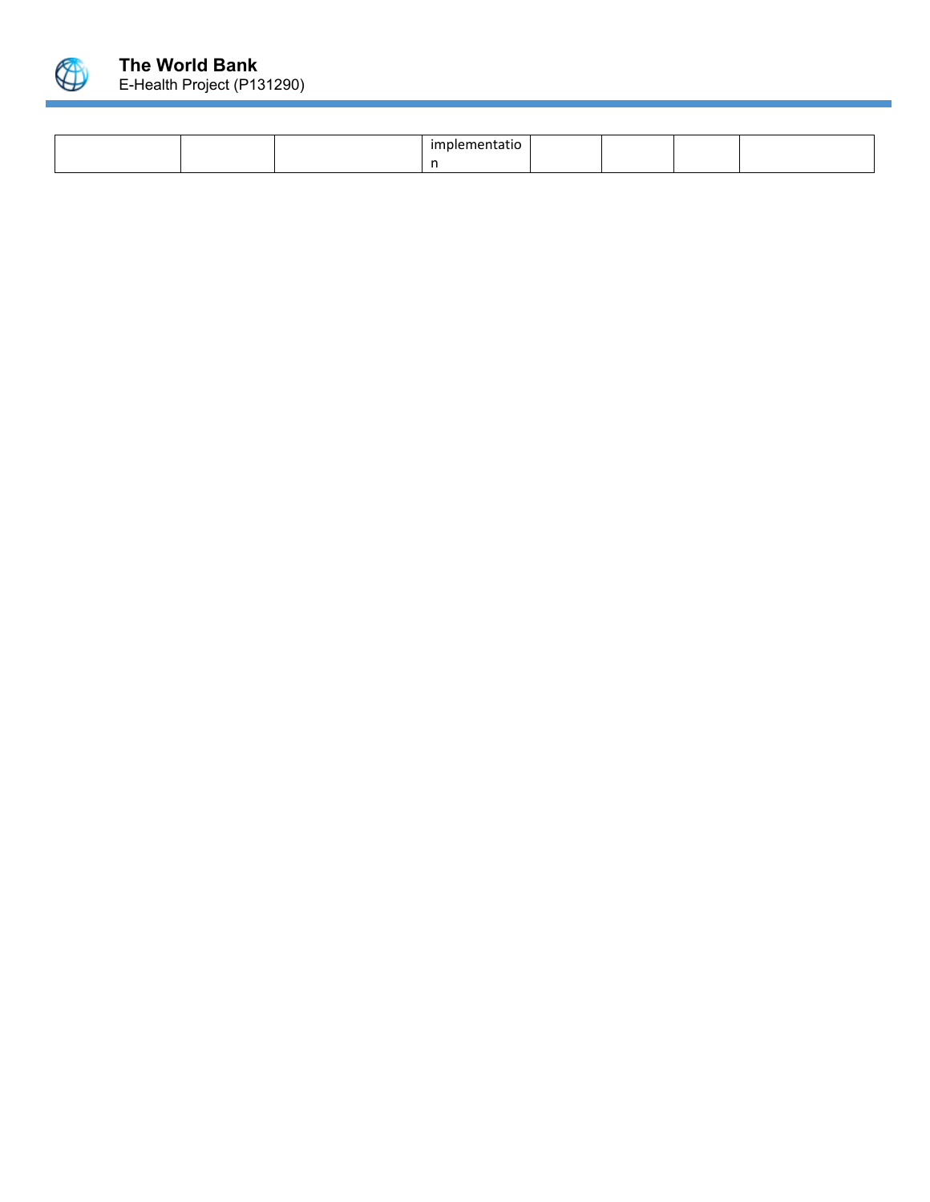| | | | implementation | | | | |
|---|---|---|---|---|---|---|---|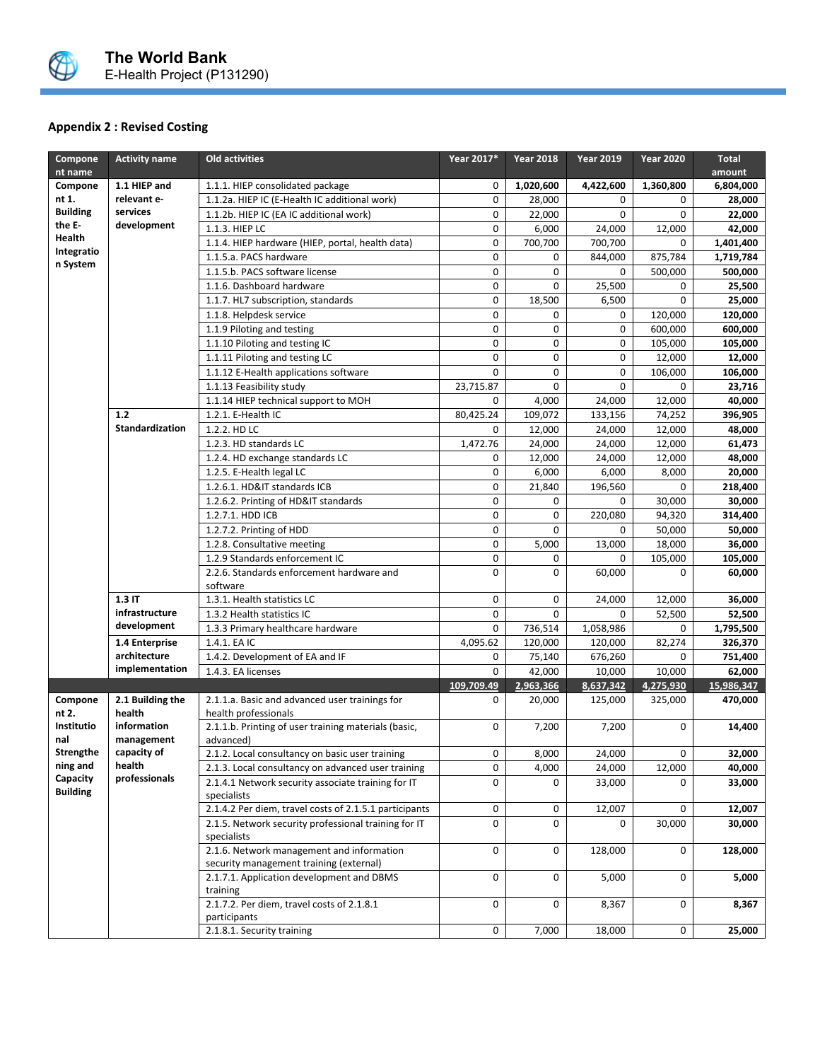## Appendix 2 : Revised Costing

| Component name | Activity name | Old activities | Year 2017* | Year 2018 | Year 2019 | Year 2020 | Total amount |
|---|---|---|---|---|---|---|---|
| Component 1. Building the E-Health Integration System | 1.1 HIEP and relevant e-services development | 1.1.1. HIEP consolidated package | 0 | **1,020,600** | **4,422,600** | **1,360,800** | **6,804,000** |
| | | 1.1.2a. HIEP IC (E-Health IC additional work) | 0 | 28,000 | 0 | 0 | **28,000** |
| | | 1.1.2b. HIEP IC (EA IC additional work) | 0 | 22,000 | 0 | 0 | **22,000** |
| | | 1.1.3. HIEP LC | 0 | 6,000 | 24,000 | 12,000 | **42,000** |
| | | 1.1.4. HIEP hardware (HIEP, portal, health data) | 0 | 700,700 | 700,700 | 0 | **1,401,400** |
| | | 1.1.5.a. PACS hardware | 0 | 0 | 844,000 | 875,784 | **1,719,784** |
| | | 1.1.5.b. PACS software license | 0 | 0 | 0 | 500,000 | **500,000** |
| | | 1.1.6. Dashboard hardware | 0 | 0 | 25,500 | 0 | **25,500** |
| | | 1.1.7. HL7 subscription, standards | 0 | 18,500 | 6,500 | 0 | **25,000** |
| | | 1.1.8. Helpdesk service | 0 | 0 | 0 | 120,000 | **120,000** |
| | | 1.1.9 Piloting and testing | 0 | 0 | 0 | 600,000 | **600,000** |
| | | 1.1.10 Piloting and testing IC | 0 | 0 | 0 | 105,000 | **105,000** |
| | | 1.1.11 Piloting and testing LC | 0 | 0 | 0 | 12,000 | **12,000** |
| | | 1.1.12 E-Health applications software | 0 | 0 | 0 | 106,000 | **106,000** |
| | | 1.1.13 Feasibility study | 23,715.87 | 0 | 0 | 0 | **23,716** |
| | | 1.1.14 HIEP technical support to MOH | 0 | 4,000 | 24,000 | 12,000 | **40,000** |
| | 1.2 Standardization | 1.2.1. E-Health IC | 80,425.24 | 109,072 | 133,156 | 74,252 | **396,905** |
| | | 1.2.2. HD LC | 0 | 12,000 | 24,000 | 12,000 | **48,000** |
| | | 1.2.3. HD standards LC | 1,472.76 | 24,000 | 24,000 | 12,000 | **61,473** |
| | | 1.2.4. HD exchange standards LC | 0 | 12,000 | 24,000 | 12,000 | **48,000** |
| | | 1.2.5. E-Health legal LC | 0 | 6,000 | 6,000 | 8,000 | **20,000** |
| | | 1.2.6.1. HD&IT standards ICB | 0 | 21,840 | 196,560 | 0 | **218,400** |
| | | 1.2.6.2. Printing of HD&IT standards | 0 | 0 | 0 | 30,000 | **30,000** |
| | | 1.2.7.1. HDD ICB | 0 | 0 | 220,080 | 94,320 | **314,400** |
| | | 1.2.7.2. Printing of HDD | 0 | 0 | 0 | 50,000 | **50,000** |
| | | 1.2.8. Consultative meeting | 0 | 5,000 | 13,000 | 18,000 | **36,000** |
| | | 1.2.9 Standards enforcement IC | 0 | 0 | 0 | 105,000 | **105,000** |
| | | 2.2.6. Standards enforcement hardware and software | 0 | 0 | 60,000 | 0 | **60,000** |
| | 1.3 IT infrastructure development | 1.3.1. Health statistics LC | 0 | 0 | 24,000 | 12,000 | **36,000** |
| | | 1.3.2 Health statistics IC | 0 | 0 | 0 | 52,500 | **52,500** |
| | | 1.3.3 Primary healthcare hardware | 0 | 736,514 | 1,058,986 | 0 | **1,795,500** |
| | 1.4 Enterprise architecture implementation | 1.4.1. EA IC | 4,095.62 | 120,000 | 120,000 | 82,274 | **326,370** |
| | | 1.4.2. Development of EA and IF | 0 | 75,140 | 676,260 | 0 | **751,400** |
| | | 1.4.3. EA licenses | 0 | 42,000 | 10,000 | 10,000 | **62,000** |
| | | | **109,709.49** | **2,963,366** | **8,637,342** | **4,275,930** | **15,986,347** |
| Component 2. Institutional Strengthening and Capacity Building | 2.1 Building the health information management capacity of health professionals | 2.1.1.a. Basic and advanced user trainings for health professionals | 0 | 20,000 | 125,000 | 325,000 | **470,000** |
| | | 2.1.1.b. Printing of user training materials (basic, advanced) | 0 | 7,200 | 7,200 | 0 | **14,400** |
| | | 2.1.2. Local consultancy on basic user training | 0 | 8,000 | 24,000 | 0 | **32,000** |
| | | 2.1.3. Local consultancy on advanced user training | 0 | 4,000 | 24,000 | 12,000 | **40,000** |
| | | 2.1.4.1 Network security associate training for IT specialists | 0 | 0 | 33,000 | 0 | **33,000** |
| | | 2.1.4.2 Per diem, travel costs of 2.1.5.1 participants | 0 | 0 | 12,007 | 0 | **12,007** |
| | | 2.1.5. Network security professional training for IT specialists | 0 | 0 | 0 | 30,000 | **30,000** |
| | | 2.1.6. Network management and information security management training (external) | 0 | 0 | 128,000 | 0 | **128,000** |
| | | 2.1.7.1. Application development and DBMS training | 0 | 0 | 5,000 | 0 | **5,000** |
| | | 2.1.7.2. Per diem, travel costs of 2.1.8.1 participants | 0 | 0 | 8,367 | 0 | **8,367** |
| | | 2.1.8.1. Security training | 0 | 7,000 | 18,000 | 0 | **25,000** |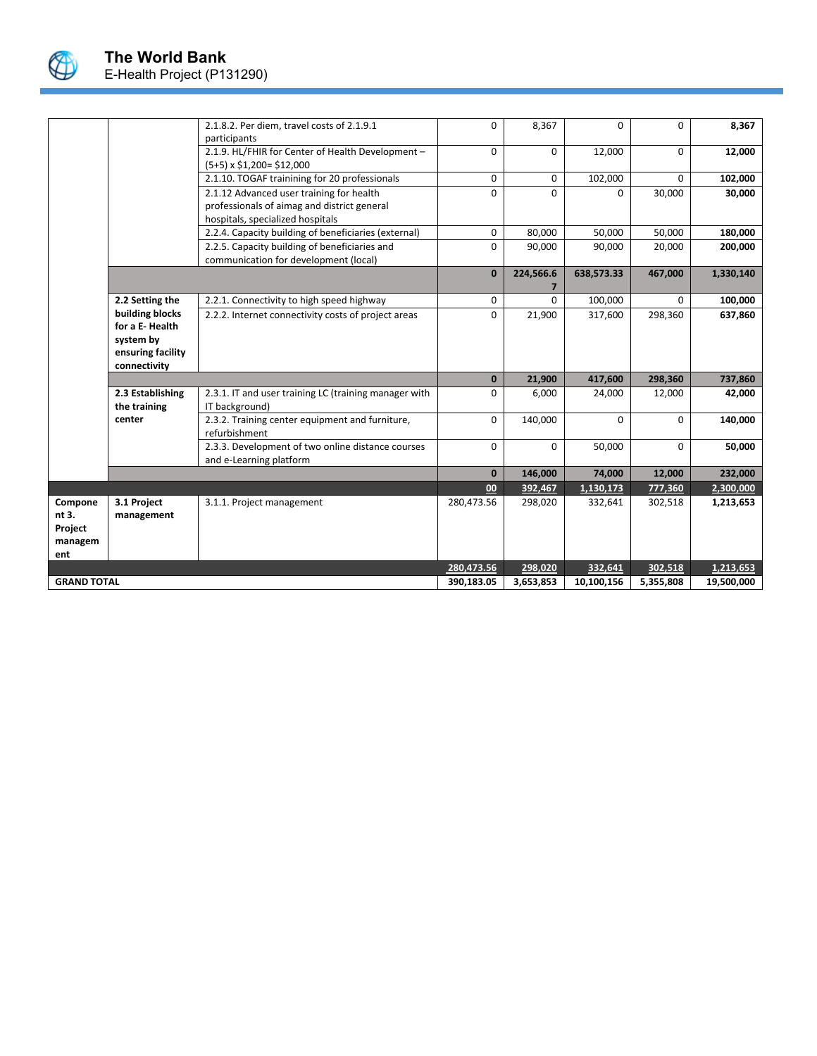| | | | | | | | |
|---|---|---|---|---|---|---|---|
| | | 2.1.8.2. Per diem, travel costs of 2.1.9.1 participants | 0 | 8,367 | 0 | 0 | **8,367** |
| | | 2.1.9. HL/FHIR for Center of Health Development – (5+5) x $1,200= $12,000 | 0 | 0 | 12,000 | 0 | **12,000** |
| | | 2.1.10. TOGAF trainining for 20 professionals | 0 | 0 | 102,000 | 0 | **102,000** |
| | | 2.1.12 Advanced user training for health professionals of aimag and district general hospitals, specialized hospitals | 0 | 0 | 0 | 30,000 | **30,000** |
| | | 2.2.4. Capacity building of beneficiaries (external) | 0 | 80,000 | 50,000 | 50,000 | **180,000** |
| | | 2.2.5. Capacity building of beneficiaries and communication for development (local) | 0 | 90,000 | 90,000 | 20,000 | **200,000** |
| | | | **0** | **224,566.67** | **638,573.33** | **467,000** | **1,330,140** |
| | **2.2 Setting the building blocks for a E- Health system by ensuring facility connectivity** | 2.2.1. Connectivity to high speed highway | 0 | 0 | 100,000 | 0 | **100,000** |
| | | 2.2.2. Internet connectivity costs of project areas | 0 | 21,900 | 317,600 | 298,360 | **637,860** |
| | | | **0** | **21,900** | **417,600** | **298,360** | **737,860** |
| | **2.3 Establishing the training center** | 2.3.1. IT and user training LC (training manager with IT background) | 0 | 6,000 | 24,000 | 12,000 | **42,000** |
| | | 2.3.2. Training center equipment and furniture, refurbishment | 0 | 140,000 | 0 | 0 | **140,000** |
| | | 2.3.3. Development of two online distance courses and e-Learning platform | 0 | 0 | 50,000 | 0 | **50,000** |
| | | | **0** | **146,000** | **74,000** | **12,000** | **232,000** |
| | | | **00** | **392,467** | **1,130,173** | **777,360** | **2,300,000** |
| **Component 3. Project management** | **3.1 Project management** | 3.1.1. Project management | 280,473.56 | 298,020 | 332,641 | 302,518 | 1,213,653 |
| | | | **280,473.56** | **298,020** | **332,641** | **302,518** | **1,213,653** |
| **GRAND TOTAL** | | | **390,183.05** | **3,653,853** | **10,100,156** | **5,355,808** | **19,500,000** |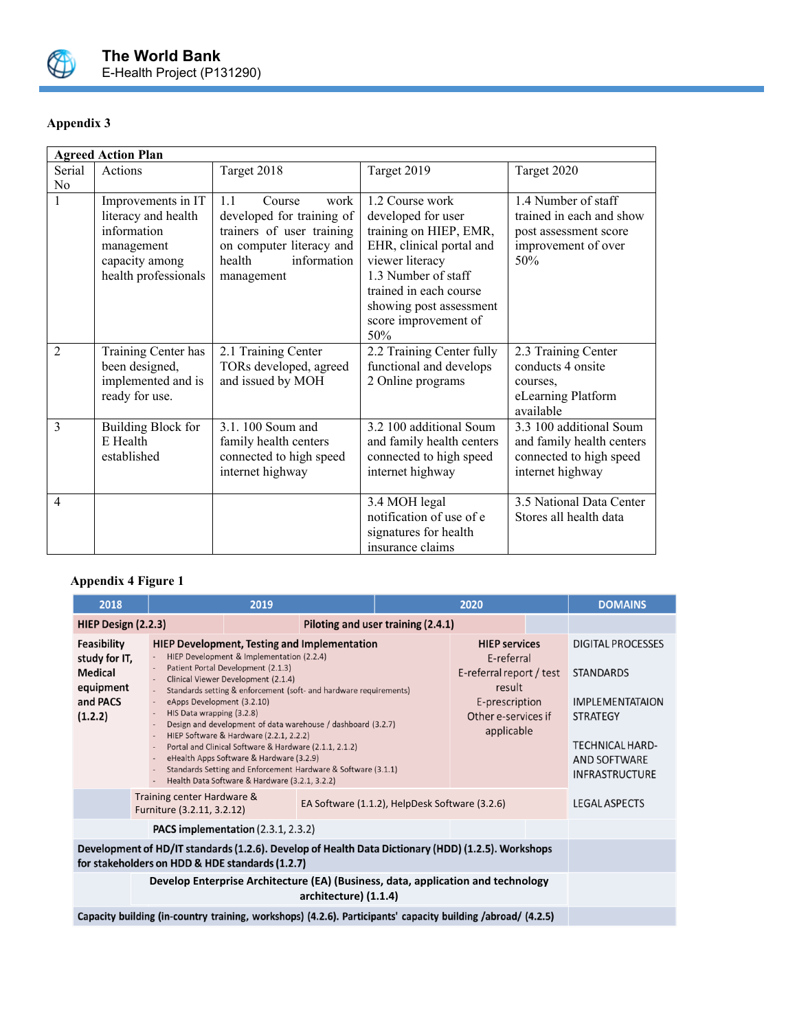### Appendix 3

| Agreed Action Plan | | | | |
|---|---|---|---|---|
| Serial No | Actions | Target 2018 | Target 2019 | Target 2020 |
| 1 | Improvements in IT literacy and health information management capacity among health professionals | 1.1 Course work developed for training of trainers of user training on computer literacy and health information management | 1.2 Course work developed for user training on HIEP, EMR, EHR, clinical portal and viewer literacy<br>1.3 Number of staff trained in each course showing post assessment score improvement of 50% | 1.4 Number of staff trained in each and show post assessment score improvement of over 50% |
| 2 | Training Center has been designed, implemented and is ready for use. | 2.1 Training Center TORs developed, agreed and issued by MOH | 2.2 Training Center fully functional and develops 2 Online programs | 2.3 Training Center conducts 4 onsite courses, eLearning Platform available |
| 3 | Building Block for E Health established | 3.1. 100 Soum and family health centers connected to high speed internet highway | 3.2 100 additional Soum and family health centers connected to high speed internet highway | 3.3 100 additional Soum and family health centers connected to high speed internet highway |
| 4 | | | 3.4 MOH legal notification of use of e signatures for health insurance claims | 3.5 National Data Center Stores all health data |

### Appendix 4 Figure 1

2018
2019
2020
DOMAINS

HIEP Design (2.2.3)
Piloting and user training (2.4.1)

Feasibility study for IT, Medical equipment and PACS (1.2.2)

HIEP Development, Testing and Implementation
- HIEP Development & Implementation (2.2.4)
- Patient Portal Development (2.1.3)
- Clinical Viewer Development (2.1.4)
- Standards setting & enforcement (soft- and hardware requirements)
- eApps Development (3.2.10)
- HIS Data wrapping (3.2.8)
- Design and development of data warehouse / dashboard (3.2.7)
- HIEP Software & Hardware (2.2.1, 2.2.2)
- Portal and Clinical Software & Hardware (2.1.1, 2.1.2)
- eHealth Apps Software & Hardware (3.2.9)
- Standards Setting and Enforcement Hardware & Software (3.1.1)
- Health Data Software & Hardware (3.2.1, 3.2.2)

HIEP services
E-referral
E-referral report / test result
E-prescription
Other e-services if applicable

DIGITAL PROCESSES
STANDARDS
IMPLEMENTATAION STRATEGY
TECHNICAL HARD- AND SOFTWARE INFRASTRUCTURE
LEGAL ASPECTS

Training center Hardware & Furniture (3.2.11, 3.2.12)
EA Software (1.1.2), HelpDesk Software (3.2.6)

PACS implementation (2.3.1, 2.3.2)

Development of HD/IT standards (1.2.6). Develop of Health Data Dictionary (HDD) (1.2.5). Workshops for stakeholders on HDD & HDE standards (1.2.7)

Develop Enterprise Architecture (EA) (Business, data, application and technology architecture) (1.1.4)

Capacity building (in-country training, workshops) (4.2.6). Participants' capacity building /abroad/ (4.2.5)